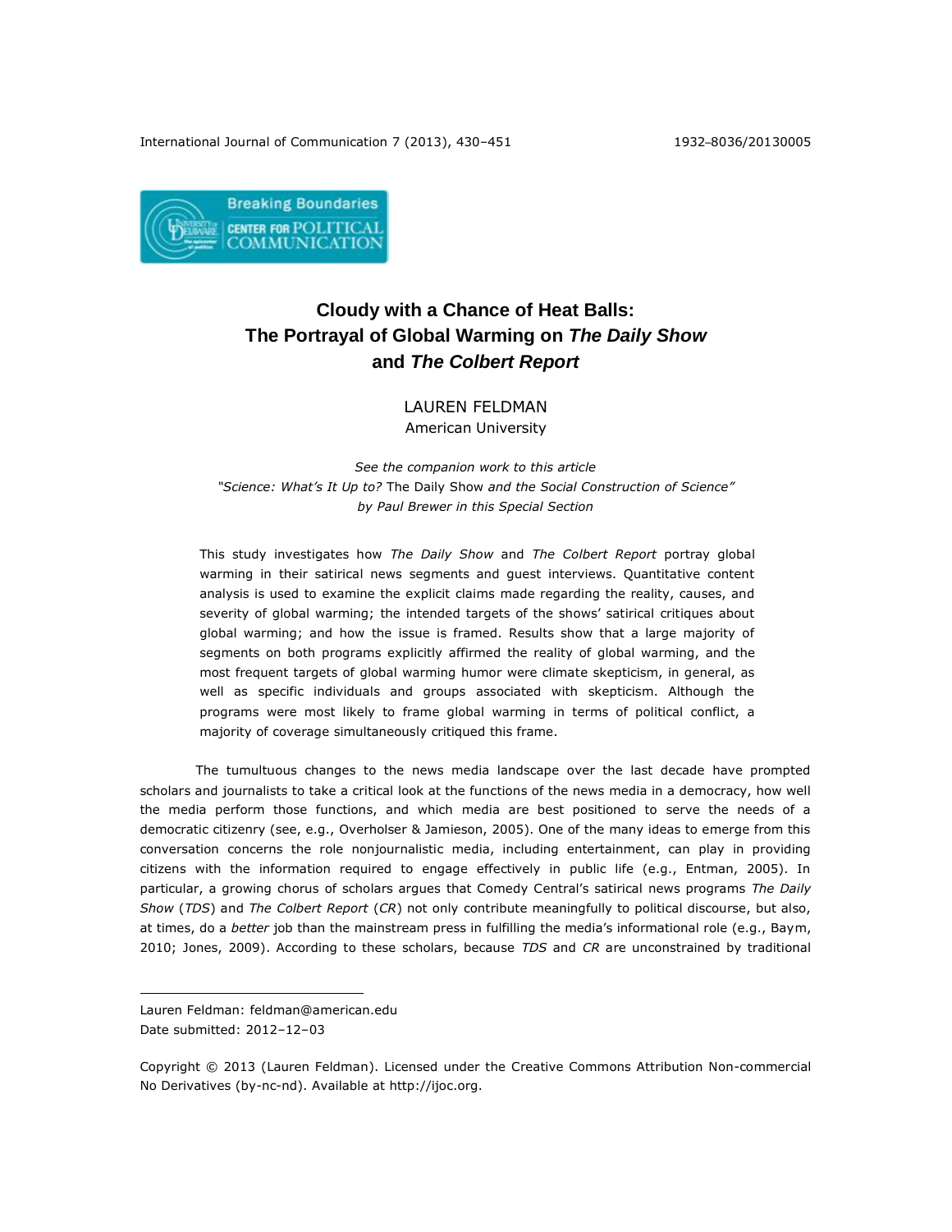# Cloudy with a Chance of Heat Balls: The Portrayal of Global Warming on *The Daily Show* and *The Colbert Report*

LAUREN FELDMAN
American University

*See the companion work to this article "Science: What's It Up to?* The Daily Show *and the Social Construction of Science" by Paul Brewer in this Special Section*

This study investigates how *The Daily Show* and *The Colbert Report* portray global warming in their satirical news segments and guest interviews. Quantitative content analysis is used to examine the explicit claims made regarding the reality, causes, and severity of global warming; the intended targets of the shows' satirical critiques about global warming; and how the issue is framed. Results show that a large majority of segments on both programs explicitly affirmed the reality of global warming, and the most frequent targets of global warming humor were climate skepticism, in general, as well as specific individuals and groups associated with skepticism. Although the programs were most likely to frame global warming in terms of political conflict, a majority of coverage simultaneously critiqued this frame.

The tumultuous changes to the news media landscape over the last decade have prompted scholars and journalists to take a critical look at the functions of the news media in a democracy, how well the media perform those functions, and which media are best positioned to serve the needs of a democratic citizenry (see, e.g., Overholser & Jamieson, 2005). One of the many ideas to emerge from this conversation concerns the role nonjournalistic media, including entertainment, can play in providing citizens with the information required to engage effectively in public life (e.g., Entman, 2005). In particular, a growing chorus of scholars argues that Comedy Central's satirical news programs *The Daily Show* (*TDS*) and *The Colbert Report* (*CR*) not only contribute meaningfully to political discourse, but also, at times, do a *better* job than the mainstream press in fulfilling the media's informational role (e.g., Baym, 2010; Jones, 2009). According to these scholars, because *TDS* and *CR* are unconstrained by traditional

---

Lauren Feldman: feldman@american.edu
Date submitted: 2012–12–03

Copyright © 2013 (Lauren Feldman). Licensed under the Creative Commons Attribution Non-commercial No Derivatives (by-nc-nd). Available at http://ijoc.org.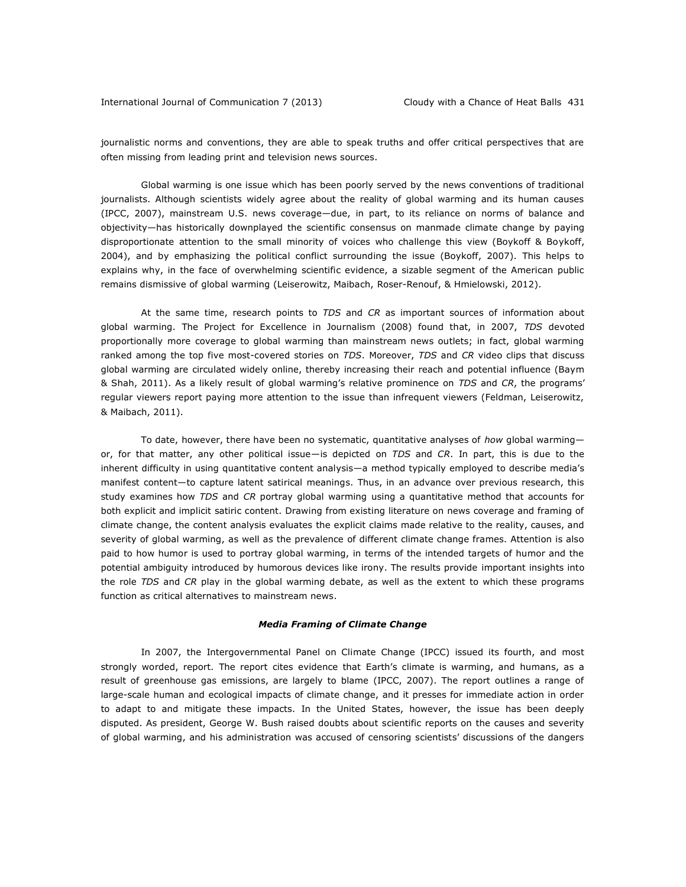journalistic norms and conventions, they are able to speak truths and offer critical perspectives that are often missing from leading print and television news sources.

Global warming is one issue which has been poorly served by the news conventions of traditional journalists. Although scientists widely agree about the reality of global warming and its human causes (IPCC, 2007), mainstream U.S. news coverage—due, in part, to its reliance on norms of balance and objectivity—has historically downplayed the scientific consensus on manmade climate change by paying disproportionate attention to the small minority of voices who challenge this view (Boykoff & Boykoff, 2004), and by emphasizing the political conflict surrounding the issue (Boykoff, 2007). This helps to explains why, in the face of overwhelming scientific evidence, a sizable segment of the American public remains dismissive of global warming (Leiserowitz, Maibach, Roser-Renouf, & Hmielowski, 2012).

At the same time, research points to *TDS* and *CR* as important sources of information about global warming. The Project for Excellence in Journalism (2008) found that, in 2007, *TDS* devoted proportionally more coverage to global warming than mainstream news outlets; in fact, global warming ranked among the top five most-covered stories on *TDS*. Moreover, *TDS* and *CR* video clips that discuss global warming are circulated widely online, thereby increasing their reach and potential influence (Baym & Shah, 2011). As a likely result of global warming's relative prominence on *TDS* and *CR*, the programs' regular viewers report paying more attention to the issue than infrequent viewers (Feldman, Leiserowitz, & Maibach, 2011).

To date, however, there have been no systematic, quantitative analyses of *how* global warming—or, for that matter, any other political issue—is depicted on *TDS* and *CR*. In part, this is due to the inherent difficulty in using quantitative content analysis—a method typically employed to describe media's manifest content—to capture latent satirical meanings. Thus, in an advance over previous research, this study examines how *TDS* and *CR* portray global warming using a quantitative method that accounts for both explicit and implicit satiric content. Drawing from existing literature on news coverage and framing of climate change, the content analysis evaluates the explicit claims made relative to the reality, causes, and severity of global warming, as well as the prevalence of different climate change frames. Attention is also paid to how humor is used to portray global warming, in terms of the intended targets of humor and the potential ambiguity introduced by humorous devices like irony. The results provide important insights into the role *TDS* and *CR* play in the global warming debate, as well as the extent to which these programs function as critical alternatives to mainstream news.

### ***Media Framing of Climate Change***

In 2007, the Intergovernmental Panel on Climate Change (IPCC) issued its fourth, and most strongly worded, report. The report cites evidence that Earth's climate is warming, and humans, as a result of greenhouse gas emissions, are largely to blame (IPCC, 2007). The report outlines a range of large-scale human and ecological impacts of climate change, and it presses for immediate action in order to adapt to and mitigate these impacts. In the United States, however, the issue has been deeply disputed. As president, George W. Bush raised doubts about scientific reports on the causes and severity of global warming, and his administration was accused of censoring scientists' discussions of the dangers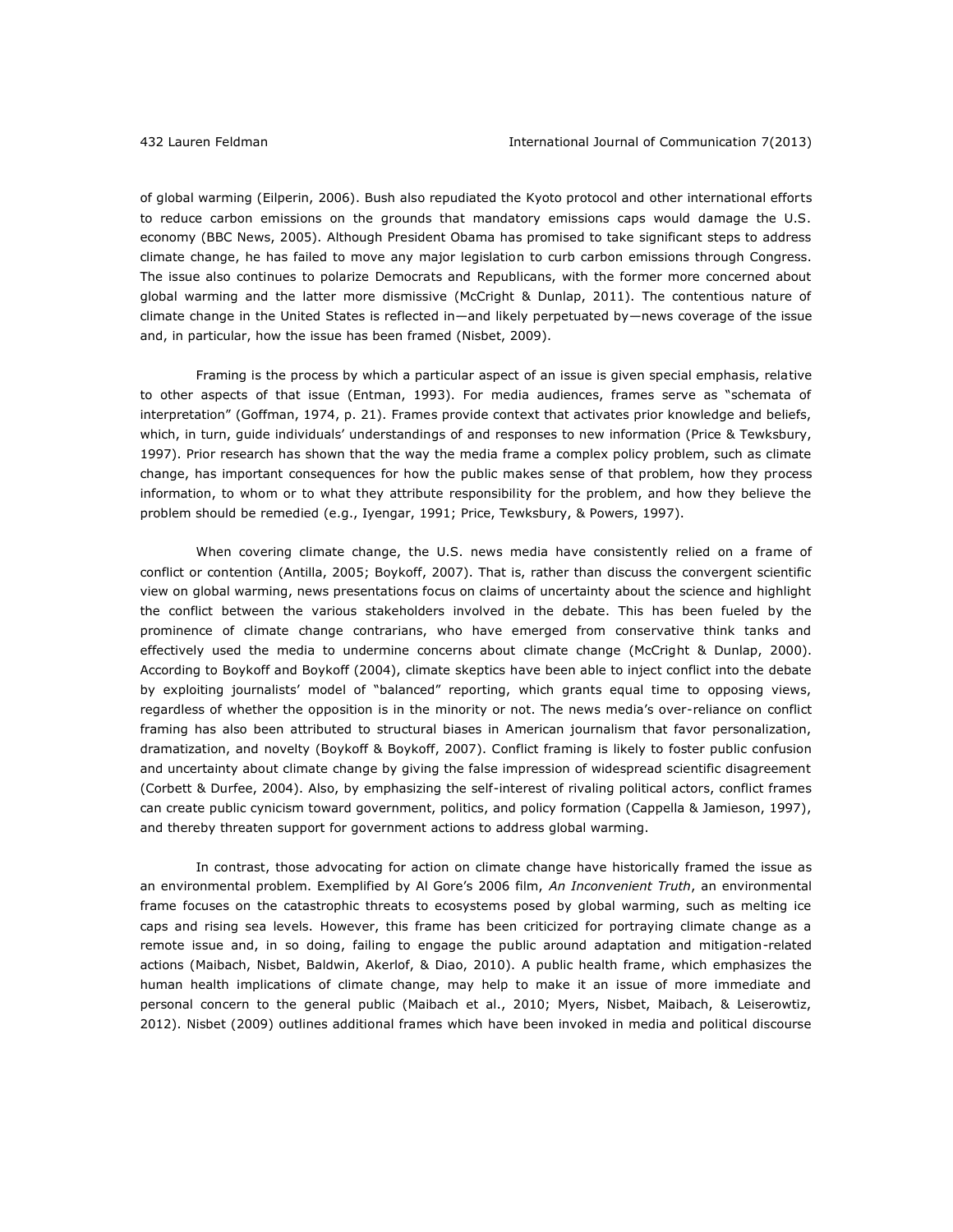of global warming (Eilperin, 2006). Bush also repudiated the Kyoto protocol and other international efforts to reduce carbon emissions on the grounds that mandatory emissions caps would damage the U.S. economy (BBC News, 2005). Although President Obama has promised to take significant steps to address climate change, he has failed to move any major legislation to curb carbon emissions through Congress. The issue also continues to polarize Democrats and Republicans, with the former more concerned about global warming and the latter more dismissive (McCright & Dunlap, 2011). The contentious nature of climate change in the United States is reflected in—and likely perpetuated by—news coverage of the issue and, in particular, how the issue has been framed (Nisbet, 2009).

Framing is the process by which a particular aspect of an issue is given special emphasis, relative to other aspects of that issue (Entman, 1993). For media audiences, frames serve as "schemata of interpretation" (Goffman, 1974, p. 21). Frames provide context that activates prior knowledge and beliefs, which, in turn, guide individuals' understandings of and responses to new information (Price & Tewksbury, 1997). Prior research has shown that the way the media frame a complex policy problem, such as climate change, has important consequences for how the public makes sense of that problem, how they process information, to whom or to what they attribute responsibility for the problem, and how they believe the problem should be remedied (e.g., Iyengar, 1991; Price, Tewksbury, & Powers, 1997).

When covering climate change, the U.S. news media have consistently relied on a frame of conflict or contention (Antilla, 2005; Boykoff, 2007). That is, rather than discuss the convergent scientific view on global warming, news presentations focus on claims of uncertainty about the science and highlight the conflict between the various stakeholders involved in the debate. This has been fueled by the prominence of climate change contrarians, who have emerged from conservative think tanks and effectively used the media to undermine concerns about climate change (McCright & Dunlap, 2000). According to Boykoff and Boykoff (2004), climate skeptics have been able to inject conflict into the debate by exploiting journalists' model of "balanced" reporting, which grants equal time to opposing views, regardless of whether the opposition is in the minority or not. The news media's over-reliance on conflict framing has also been attributed to structural biases in American journalism that favor personalization, dramatization, and novelty (Boykoff & Boykoff, 2007). Conflict framing is likely to foster public confusion and uncertainty about climate change by giving the false impression of widespread scientific disagreement (Corbett & Durfee, 2004). Also, by emphasizing the self-interest of rivaling political actors, conflict frames can create public cynicism toward government, politics, and policy formation (Cappella & Jamieson, 1997), and thereby threaten support for government actions to address global warming.

In contrast, those advocating for action on climate change have historically framed the issue as an environmental problem. Exemplified by Al Gore's 2006 film, *An Inconvenient Truth*, an environmental frame focuses on the catastrophic threats to ecosystems posed by global warming, such as melting ice caps and rising sea levels. However, this frame has been criticized for portraying climate change as a remote issue and, in so doing, failing to engage the public around adaptation and mitigation-related actions (Maibach, Nisbet, Baldwin, Akerlof, & Diao, 2010). A public health frame, which emphasizes the human health implications of climate change, may help to make it an issue of more immediate and personal concern to the general public (Maibach et al., 2010; Myers, Nisbet, Maibach, & Leiserowitz, 2012). Nisbet (2009) outlines additional frames which have been invoked in media and political discourse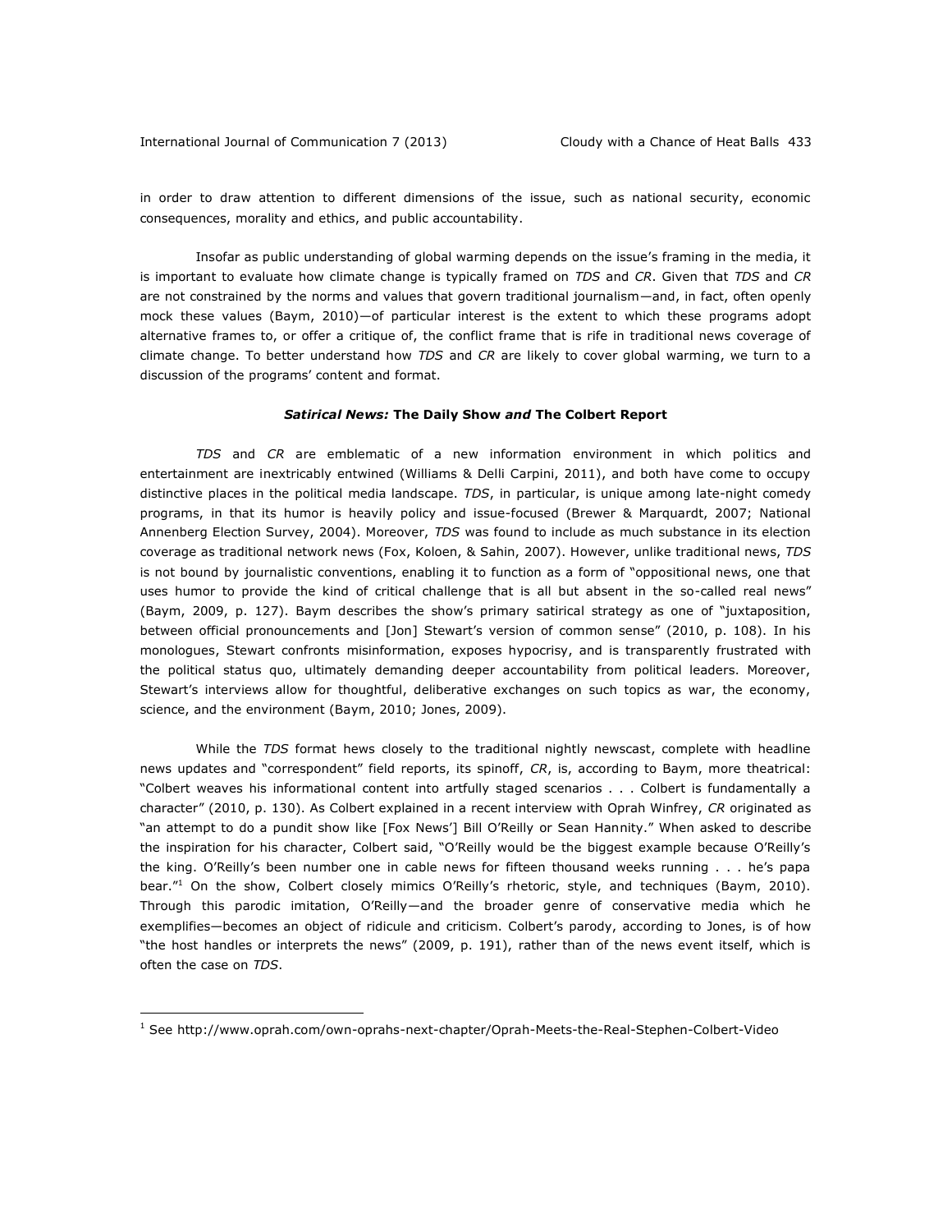in order to draw attention to different dimensions of the issue, such as national security, economic consequences, morality and ethics, and public accountability.

Insofar as public understanding of global warming depends on the issue's framing in the media, it is important to evaluate how climate change is typically framed on *TDS* and *CR*. Given that *TDS* and *CR* are not constrained by the norms and values that govern traditional journalism—and, in fact, often openly mock these values (Baym, 2010)—of particular interest is the extent to which these programs adopt alternative frames to, or offer a critique of, the conflict frame that is rife in traditional news coverage of climate change. To better understand how *TDS* and *CR* are likely to cover global warming, we turn to a discussion of the programs' content and format.

### *Satirical News:* The Daily Show *and* The Colbert Report

*TDS* and *CR* are emblematic of a new information environment in which politics and entertainment are inextricably entwined (Williams & Delli Carpini, 2011), and both have come to occupy distinctive places in the political media landscape. *TDS*, in particular, is unique among late-night comedy programs, in that its humor is heavily policy and issue-focused (Brewer & Marquardt, 2007; National Annenberg Election Survey, 2004). Moreover, *TDS* was found to include as much substance in its election coverage as traditional network news (Fox, Koloen, & Sahin, 2007). However, unlike traditional news, *TDS* is not bound by journalistic conventions, enabling it to function as a form of "oppositional news, one that uses humor to provide the kind of critical challenge that is all but absent in the so-called real news" (Baym, 2009, p. 127). Baym describes the show's primary satirical strategy as one of "juxtaposition, between official pronouncements and [Jon] Stewart's version of common sense" (2010, p. 108). In his monologues, Stewart confronts misinformation, exposes hypocrisy, and is transparently frustrated with the political status quo, ultimately demanding deeper accountability from political leaders. Moreover, Stewart's interviews allow for thoughtful, deliberative exchanges on such topics as war, the economy, science, and the environment (Baym, 2010; Jones, 2009).

While the *TDS* format hews closely to the traditional nightly newscast, complete with headline news updates and "correspondent" field reports, its spinoff, *CR*, is, according to Baym, more theatrical: "Colbert weaves his informational content into artfully staged scenarios . . . Colbert is fundamentally a character" (2010, p. 130). As Colbert explained in a recent interview with Oprah Winfrey, *CR* originated as "an attempt to do a pundit show like [Fox News'] Bill O'Reilly or Sean Hannity." When asked to describe the inspiration for his character, Colbert said, "O'Reilly would be the biggest example because O'Reilly's the king. O'Reilly's been number one in cable news for fifteen thousand weeks running . . . he's papa bear."[1] On the show, Colbert closely mimics O'Reilly's rhetoric, style, and techniques (Baym, 2010). Through this parodic imitation, O'Reilly—and the broader genre of conservative media which he exemplifies—becomes an object of ridicule and criticism. Colbert's parody, according to Jones, is of how "the host handles or interprets the news" (2009, p. 191), rather than of the news event itself, which is often the case on *TDS*.

---

[1] See http://www.oprah.com/own-oprahs-next-chapter/Oprah-Meets-the-Real-Stephen-Colbert-Video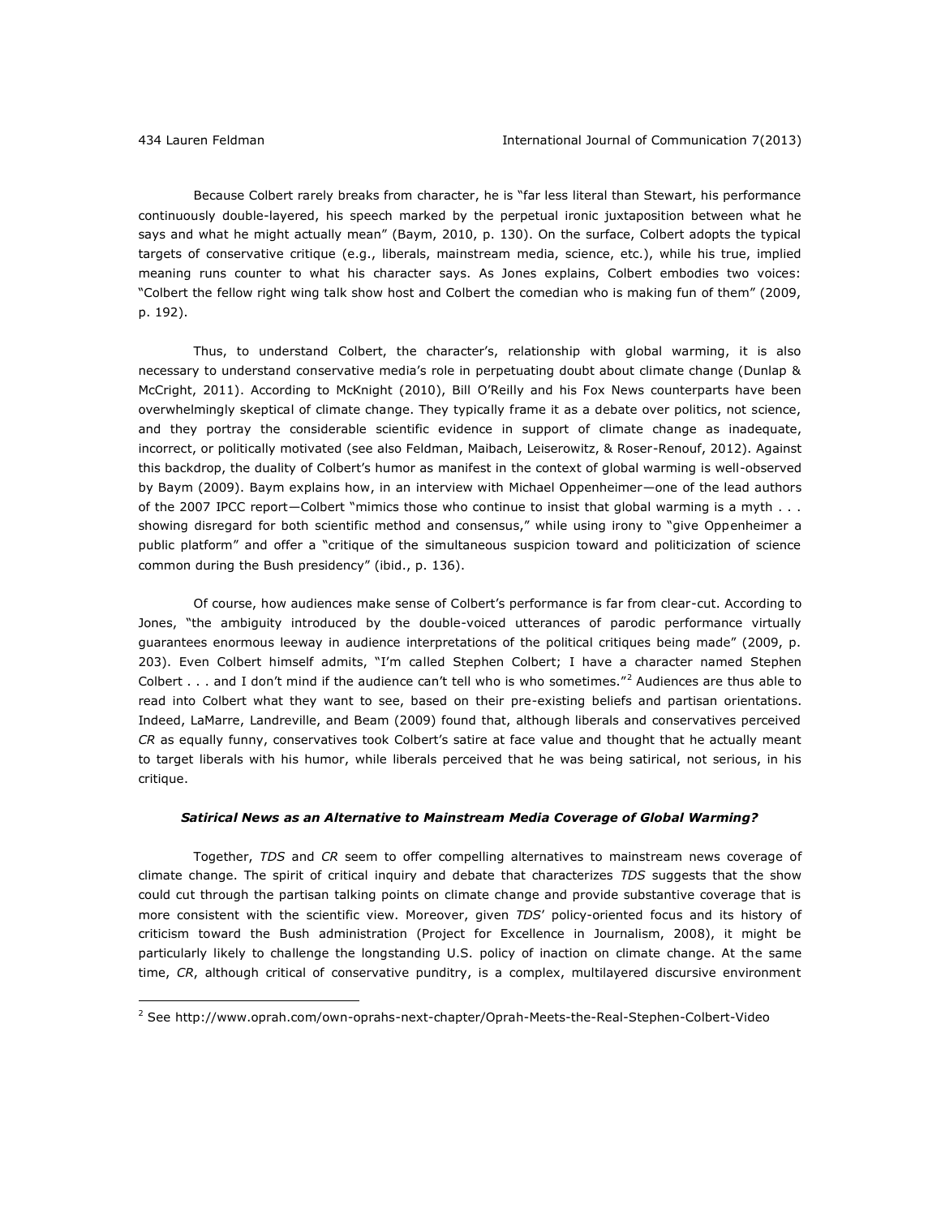Because Colbert rarely breaks from character, he is "far less literal than Stewart, his performance continuously double-layered, his speech marked by the perpetual ironic juxtaposition between what he says and what he might actually mean" (Baym, 2010, p. 130). On the surface, Colbert adopts the typical targets of conservative critique (e.g., liberals, mainstream media, science, etc.), while his true, implied meaning runs counter to what his character says. As Jones explains, Colbert embodies two voices: "Colbert the fellow right wing talk show host and Colbert the comedian who is making fun of them" (2009, p. 192).

Thus, to understand Colbert, the character's, relationship with global warming, it is also necessary to understand conservative media's role in perpetuating doubt about climate change (Dunlap & McCright, 2011). According to McKnight (2010), Bill O'Reilly and his Fox News counterparts have been overwhelmingly skeptical of climate change. They typically frame it as a debate over politics, not science, and they portray the considerable scientific evidence in support of climate change as inadequate, incorrect, or politically motivated (see also Feldman, Maibach, Leiserowitz, & Roser-Renouf, 2012). Against this backdrop, the duality of Colbert's humor as manifest in the context of global warming is well-observed by Baym (2009). Baym explains how, in an interview with Michael Oppenheimer—one of the lead authors of the 2007 IPCC report—Colbert "mimics those who continue to insist that global warming is a myth . . . showing disregard for both scientific method and consensus," while using irony to "give Oppenheimer a public platform" and offer a "critique of the simultaneous suspicion toward and politicization of science common during the Bush presidency" (ibid., p. 136).

Of course, how audiences make sense of Colbert's performance is far from clear-cut. According to Jones, "the ambiguity introduced by the double-voiced utterances of parodic performance virtually guarantees enormous leeway in audience interpretations of the political critiques being made" (2009, p. 203). Even Colbert himself admits, "I'm called Stephen Colbert; I have a character named Stephen Colbert . . . and I don't mind if the audience can't tell who is who sometimes."[2] Audiences are thus able to read into Colbert what they want to see, based on their pre-existing beliefs and partisan orientations. Indeed, LaMarre, Landreville, and Beam (2009) found that, although liberals and conservatives perceived *CR* as equally funny, conservatives took Colbert's satire at face value and thought that he actually meant to target liberals with his humor, while liberals perceived that he was being satirical, not serious, in his critique.

#### *Satirical News as an Alternative to Mainstream Media Coverage of Global Warming?*

Together, *TDS* and *CR* seem to offer compelling alternatives to mainstream news coverage of climate change. The spirit of critical inquiry and debate that characterizes *TDS* suggests that the show could cut through the partisan talking points on climate change and provide substantive coverage that is more consistent with the scientific view. Moreover, given *TDS*' policy-oriented focus and its history of criticism toward the Bush administration (Project for Excellence in Journalism, 2008), it might be particularly likely to challenge the longstanding U.S. policy of inaction on climate change. At the same time, *CR*, although critical of conservative punditry, is a complex, multilayered discursive environment

[2] See http://www.oprah.com/own-oprahs-next-chapter/Oprah-Meets-the-Real-Stephen-Colbert-Video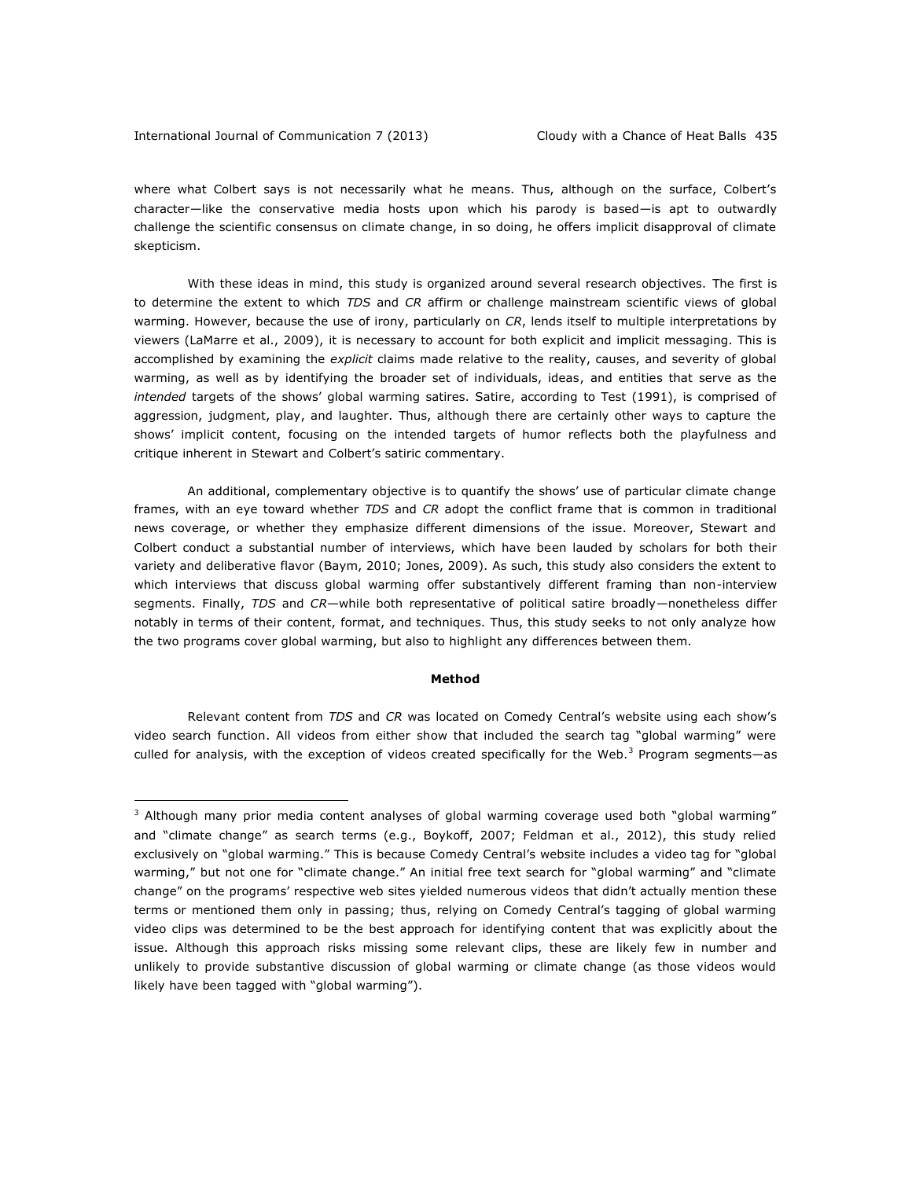where what Colbert says is not necessarily what he means. Thus, although on the surface, Colbert's character—like the conservative media hosts upon which his parody is based—is apt to outwardly challenge the scientific consensus on climate change, in so doing, he offers implicit disapproval of climate skepticism.

With these ideas in mind, this study is organized around several research objectives. The first is to determine the extent to which *TDS* and *CR* affirm or challenge mainstream scientific views of global warming. However, because the use of irony, particularly on *CR*, lends itself to multiple interpretations by viewers (LaMarre et al., 2009), it is necessary to account for both explicit and implicit messaging. This is accomplished by examining the *explicit* claims made relative to the reality, causes, and severity of global warming, as well as by identifying the broader set of individuals, ideas, and entities that serve as the *intended* targets of the shows' global warming satires. Satire, according to Test (1991), is comprised of aggression, judgment, play, and laughter. Thus, although there are certainly other ways to capture the shows' implicit content, focusing on the intended targets of humor reflects both the playfulness and critique inherent in Stewart and Colbert's satiric commentary.

An additional, complementary objective is to quantify the shows' use of particular climate change frames, with an eye toward whether *TDS* and *CR* adopt the conflict frame that is common in traditional news coverage, or whether they emphasize different dimensions of the issue. Moreover, Stewart and Colbert conduct a substantial number of interviews, which have been lauded by scholars for both their variety and deliberative flavor (Baym, 2010; Jones, 2009). As such, this study also considers the extent to which interviews that discuss global warming offer substantively different framing than non-interview segments. Finally, *TDS* and *CR*—while both representative of political satire broadly—nonetheless differ notably in terms of their content, format, and techniques. Thus, this study seeks to not only analyze how the two programs cover global warming, but also to highlight any differences between them.

## Method

Relevant content from *TDS* and *CR* was located on Comedy Central's website using each show's video search function. All videos from either show that included the search tag "global warming" were culled for analysis, with the exception of videos created specifically for the Web.[3] Program segments—as

[3] Although many prior media content analyses of global warming coverage used both "global warming" and "climate change" as search terms (e.g., Boykoff, 2007; Feldman et al., 2012), this study relied exclusively on "global warming." This is because Comedy Central's website includes a video tag for "global warming," but not one for "climate change." An initial free text search for "global warming" and "climate change" on the programs' respective web sites yielded numerous videos that didn't actually mention these terms or mentioned them only in passing; thus, relying on Comedy Central's tagging of global warming video clips was determined to be the best approach for identifying content that was explicitly about the issue. Although this approach risks missing some relevant clips, these are likely few in number and unlikely to provide substantive discussion of global warming or climate change (as those videos would likely have been tagged with "global warming").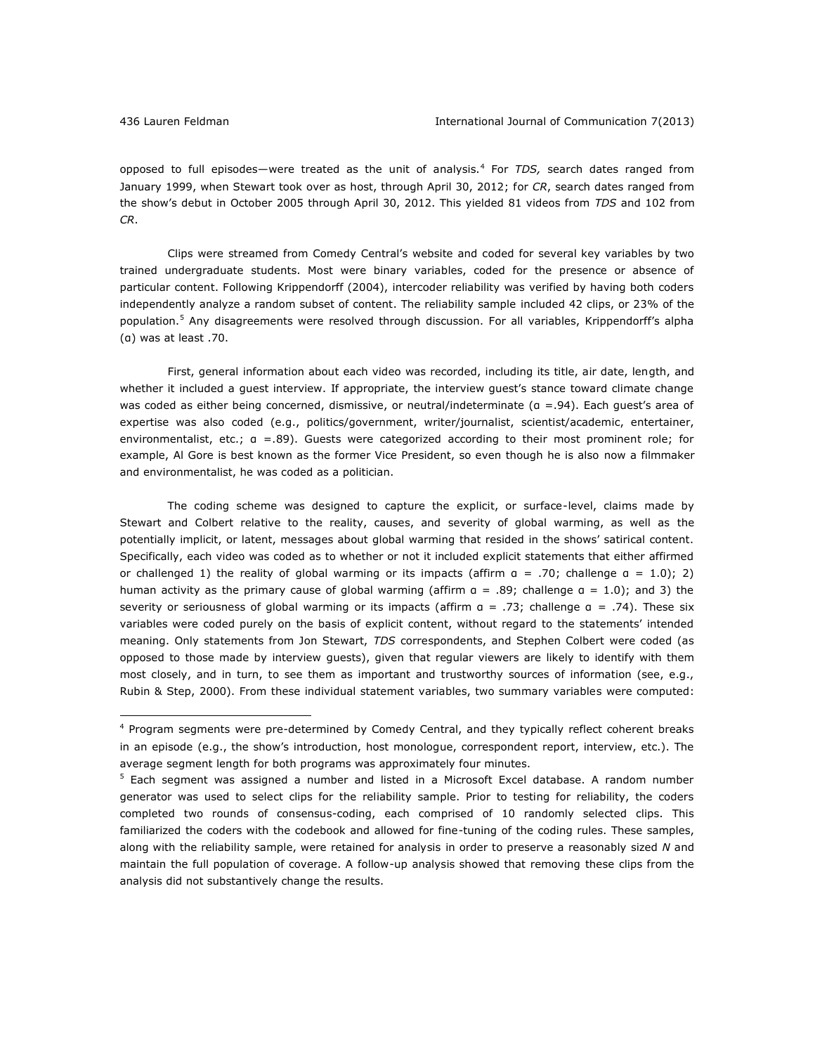opposed to full episodes—were treated as the unit of analysis.[4] For *TDS,* search dates ranged from January 1999, when Stewart took over as host, through April 30, 2012; for *CR*, search dates ranged from the show's debut in October 2005 through April 30, 2012. This yielded 81 videos from *TDS* and 102 from *CR*.

Clips were streamed from Comedy Central's website and coded for several key variables by two trained undergraduate students. Most were binary variables, coded for the presence or absence of particular content. Following Krippendorff (2004), intercoder reliability was verified by having both coders independently analyze a random subset of content. The reliability sample included 42 clips, or 23% of the population.[5] Any disagreements were resolved through discussion. For all variables, Krippendorff's alpha ($\alpha$) was at least .70.

First, general information about each video was recorded, including its title, air date, length, and whether it included a guest interview. If appropriate, the interview guest's stance toward climate change was coded as either being concerned, dismissive, or neutral/indeterminate ($\alpha$ =.94). Each guest's area of expertise was also coded (e.g., politics/government, writer/journalist, scientist/academic, entertainer, environmentalist, etc.; $\alpha$ =.89). Guests were categorized according to their most prominent role; for example, Al Gore is best known as the former Vice President, so even though he is also now a filmmaker and environmentalist, he was coded as a politician.

The coding scheme was designed to capture the explicit, or surface-level, claims made by Stewart and Colbert relative to the reality, causes, and severity of global warming, as well as the potentially implicit, or latent, messages about global warming that resided in the shows' satirical content. Specifically, each video was coded as to whether or not it included explicit statements that either affirmed or challenged 1) the reality of global warming or its impacts (affirm $\alpha$ = .70; challenge $\alpha$ = 1.0); 2) human activity as the primary cause of global warming (affirm $\alpha$ = .89; challenge $\alpha$ = 1.0); and 3) the severity or seriousness of global warming or its impacts (affirm $\alpha$ = .73; challenge $\alpha$ = .74). These six variables were coded purely on the basis of explicit content, without regard to the statements' intended meaning. Only statements from Jon Stewart, *TDS* correspondents, and Stephen Colbert were coded (as opposed to those made by interview guests), given that regular viewers are likely to identify with them most closely, and in turn, to see them as important and trustworthy sources of information (see, e.g., Rubin & Step, 2000). From these individual statement variables, two summary variables were computed:

---

[4] Program segments were pre-determined by Comedy Central, and they typically reflect coherent breaks in an episode (e.g., the show's introduction, host monologue, correspondent report, interview, etc.). The average segment length for both programs was approximately four minutes.

[5] Each segment was assigned a number and listed in a Microsoft Excel database. A random number generator was used to select clips for the reliability sample. Prior to testing for reliability, the coders completed two rounds of consensus-coding, each comprised of 10 randomly selected clips. This familiarized the coders with the codebook and allowed for fine-tuning of the coding rules. These samples, along with the reliability sample, were retained for analysis in order to preserve a reasonably sized *N* and maintain the full population of coverage. A follow-up analysis showed that removing these clips from the analysis did not substantively change the results.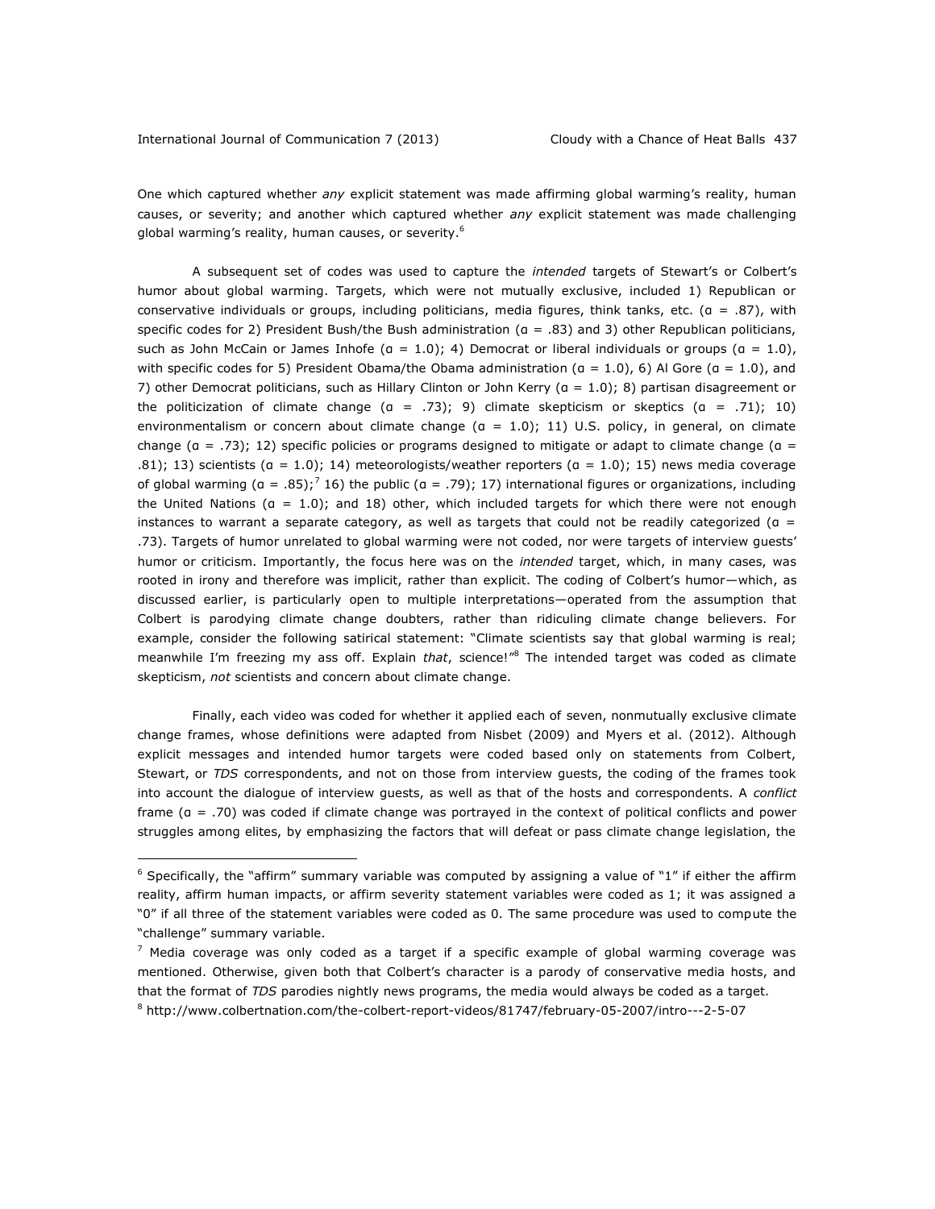One which captured whether *any* explicit statement was made affirming global warming's reality, human causes, or severity; and another which captured whether *any* explicit statement was made challenging global warming's reality, human causes, or severity.[6]

A subsequent set of codes was used to capture the *intended* targets of Stewart's or Colbert's humor about global warming. Targets, which were not mutually exclusive, included 1) Republican or conservative individuals or groups, including politicians, media figures, think tanks, etc. ($\alpha = .87$), with specific codes for 2) President Bush/the Bush administration ($\alpha = .83$) and 3) other Republican politicians, such as John McCain or James Inhofe ($\alpha = 1.0$); 4) Democrat or liberal individuals or groups ($\alpha = 1.0$), with specific codes for 5) President Obama/the Obama administration ($\alpha = 1.0$), 6) Al Gore ($\alpha = 1.0$), and 7) other Democrat politicians, such as Hillary Clinton or John Kerry ($\alpha = 1.0$); 8) partisan disagreement or the politicization of climate change ($\alpha = .73$); 9) climate skepticism or skeptics ($\alpha = .71$); 10) environmentalism or concern about climate change ($\alpha = 1.0$); 11) U.S. policy, in general, on climate change ($\alpha = .73$); 12) specific policies or programs designed to mitigate or adapt to climate change ($\alpha = .81$); 13) scientists ($\alpha = 1.0$); 14) meteorologists/weather reporters ($\alpha = 1.0$); 15) news media coverage of global warming ($\alpha = .85$);[7] 16) the public ($\alpha = .79$); 17) international figures or organizations, including the United Nations ($\alpha = 1.0$); and 18) other, which included targets for which there were not enough instances to warrant a separate category, as well as targets that could not be readily categorized ($\alpha = .73$). Targets of humor unrelated to global warming were not coded, nor were targets of interview guests' humor or criticism. Importantly, the focus here was on the *intended* target, which, in many cases, was rooted in irony and therefore was implicit, rather than explicit. The coding of Colbert's humor—which, as discussed earlier, is particularly open to multiple interpretations—operated from the assumption that Colbert is parodying climate change doubters, rather than ridiculing climate change believers. For example, consider the following satirical statement: "Climate scientists say that global warming is real; meanwhile I'm freezing my ass off. Explain *that*, science!"[8] The intended target was coded as climate skepticism, *not* scientists and concern about climate change.

Finally, each video was coded for whether it applied each of seven, nonmutually exclusive climate change frames, whose definitions were adapted from Nisbet (2009) and Myers et al. (2012). Although explicit messages and intended humor targets were coded based only on statements from Colbert, Stewart, or *TDS* correspondents, and not on those from interview guests, the coding of the frames took into account the dialogue of interview guests, as well as that of the hosts and correspondents. A *conflict* frame ($\alpha = .70$) was coded if climate change was portrayed in the context of political conflicts and power struggles among elites, by emphasizing the factors that will defeat or pass climate change legislation, the

---

[6] Specifically, the "affirm" summary variable was computed by assigning a value of "1" if either the affirm reality, affirm human impacts, or affirm severity statement variables were coded as 1; it was assigned a "0" if all three of the statement variables were coded as 0. The same procedure was used to compute the "challenge" summary variable.

[7] Media coverage was only coded as a target if a specific example of global warming coverage was mentioned. Otherwise, given both that Colbert's character is a parody of conservative media hosts, and that the format of *TDS* parodies nightly news programs, the media would always be coded as a target.

[8] http://www.colbertnation.com/the-colbert-report-videos/81747/february-05-2007/intro---2-5-07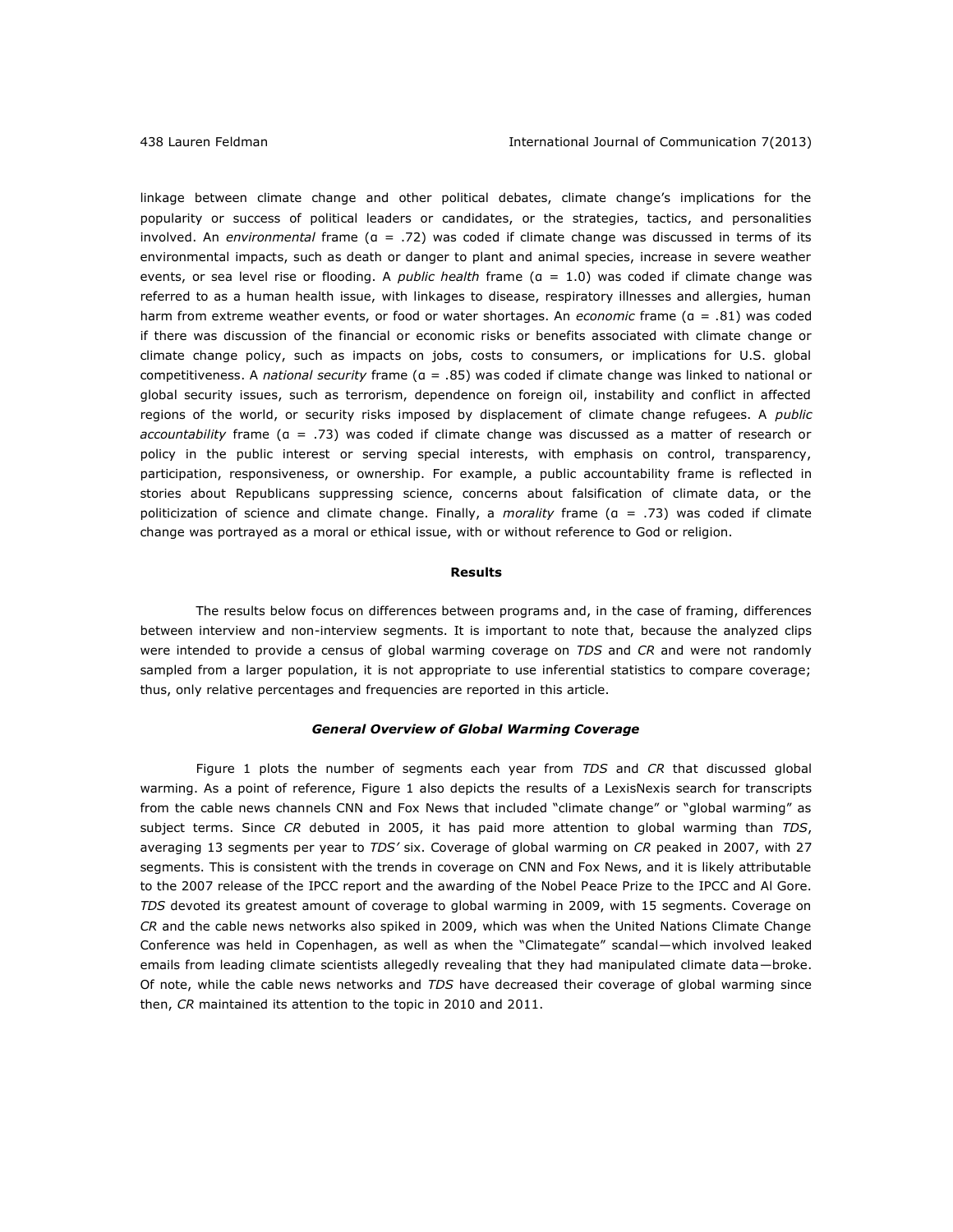linkage between climate change and other political debates, climate change's implications for the popularity or success of political leaders or candidates, or the strategies, tactics, and personalities involved. An *environmental* frame ($\alpha$ = .72) was coded if climate change was discussed in terms of its environmental impacts, such as death or danger to plant and animal species, increase in severe weather events, or sea level rise or flooding. A *public health* frame ($\alpha$ = 1.0) was coded if climate change was referred to as a human health issue, with linkages to disease, respiratory illnesses and allergies, human harm from extreme weather events, or food or water shortages. An *economic* frame ($\alpha$ = .81) was coded if there was discussion of the financial or economic risks or benefits associated with climate change or climate change policy, such as impacts on jobs, costs to consumers, or implications for U.S. global competitiveness. A *national security* frame ($\alpha$ = .85) was coded if climate change was linked to national or global security issues, such as terrorism, dependence on foreign oil, instability and conflict in affected regions of the world, or security risks imposed by displacement of climate change refugees. A *public accountability* frame ($\alpha$ = .73) was coded if climate change was discussed as a matter of research or policy in the public interest or serving special interests, with emphasis on control, transparency, participation, responsiveness, or ownership. For example, a public accountability frame is reflected in stories about Republicans suppressing science, concerns about falsification of climate data, or the politicization of science and climate change. Finally, a *morality* frame ($\alpha$ = .73) was coded if climate change was portrayed as a moral or ethical issue, with or without reference to God or religion.

## Results

The results below focus on differences between programs and, in the case of framing, differences between interview and non-interview segments. It is important to note that, because the analyzed clips were intended to provide a census of global warming coverage on *TDS* and *CR* and were not randomly sampled from a larger population, it is not appropriate to use inferential statistics to compare coverage; thus, only relative percentages and frequencies are reported in this article.

### *General Overview of Global Warming Coverage*

Figure 1 plots the number of segments each year from *TDS* and *CR* that discussed global warming. As a point of reference, Figure 1 also depicts the results of a LexisNexis search for transcripts from the cable news channels CNN and Fox News that included "climate change" or "global warming" as subject terms. Since *CR* debuted in 2005, it has paid more attention to global warming than *TDS*, averaging 13 segments per year to *TDS'* six. Coverage of global warming on *CR* peaked in 2007, with 27 segments. This is consistent with the trends in coverage on CNN and Fox News, and it is likely attributable to the 2007 release of the IPCC report and the awarding of the Nobel Peace Prize to the IPCC and Al Gore. *TDS* devoted its greatest amount of coverage to global warming in 2009, with 15 segments. Coverage on *CR* and the cable news networks also spiked in 2009, which was when the United Nations Climate Change Conference was held in Copenhagen, as well as when the "Climategate" scandal—which involved leaked emails from leading climate scientists allegedly revealing that they had manipulated climate data—broke. Of note, while the cable news networks and *TDS* have decreased their coverage of global warming since then, *CR* maintained its attention to the topic in 2010 and 2011.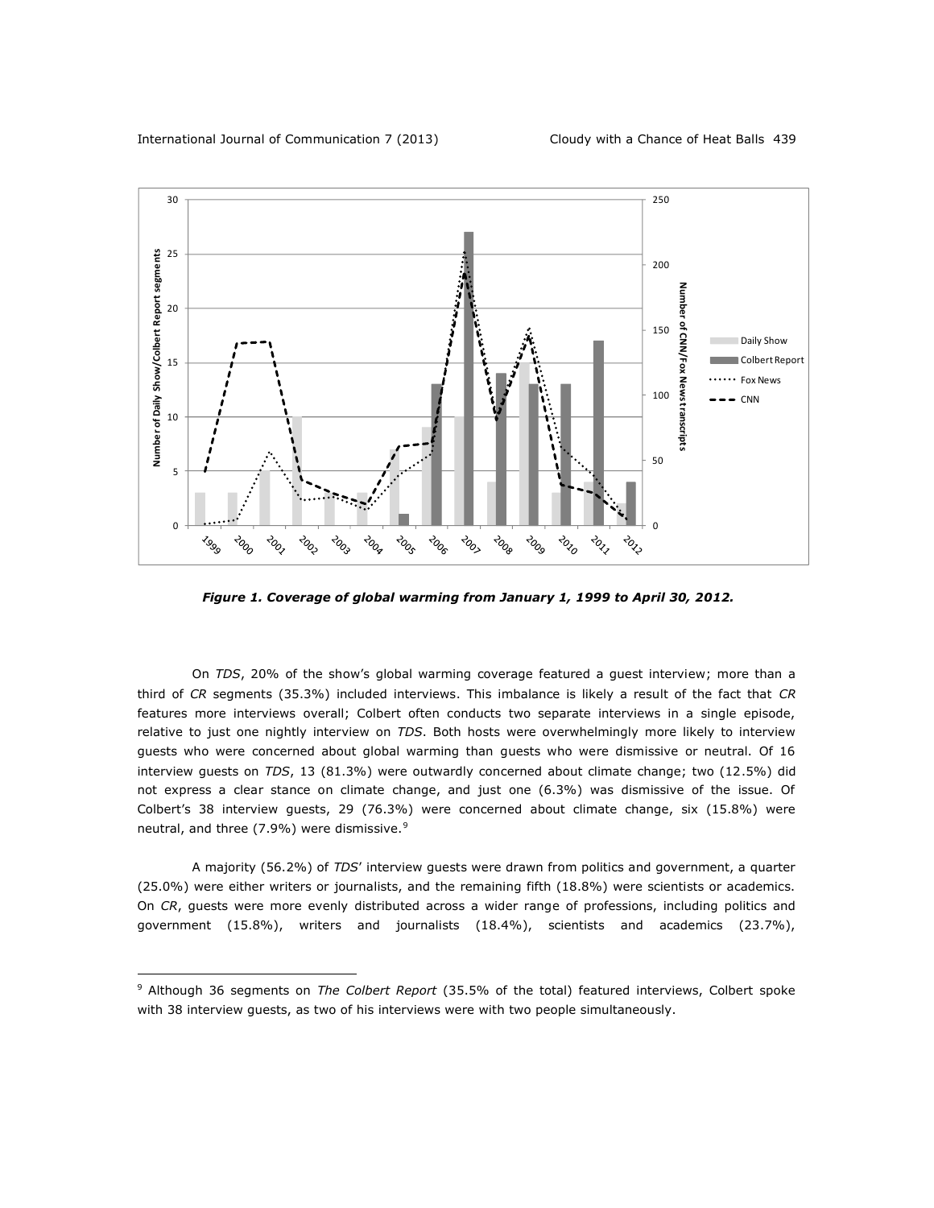*Figure 1. Coverage of global warming from January 1, 1999 to April 30, 2012.*

On *TDS*, 20% of the show's global warming coverage featured a guest interview; more than a third of *CR* segments (35.3%) included interviews. This imbalance is likely a result of the fact that *CR* features more interviews overall; Colbert often conducts two separate interviews in a single episode, relative to just one nightly interview on *TDS*. Both hosts were overwhelmingly more likely to interview guests who were concerned about global warming than guests who were dismissive or neutral. Of 16 interview guests on *TDS*, 13 (81.3%) were outwardly concerned about climate change; two (12.5%) did not express a clear stance on climate change, and just one (6.3%) was dismissive of the issue. Of Colbert's 38 interview guests, 29 (76.3%) were concerned about climate change, six (15.8%) were neutral, and three (7.9%) were dismissive.[9]

A majority (56.2%) of *TDS*' interview guests were drawn from politics and government, a quarter (25.0%) were either writers or journalists, and the remaining fifth (18.8%) were scientists or academics. On *CR*, guests were more evenly distributed across a wider range of professions, including politics and government (15.8%), writers and journalists (18.4%), scientists and academics (23.7%),

[9] Although 36 segments on *The Colbert Report* (35.5% of the total) featured interviews, Colbert spoke with 38 interview guests, as two of his interviews were with two people simultaneously.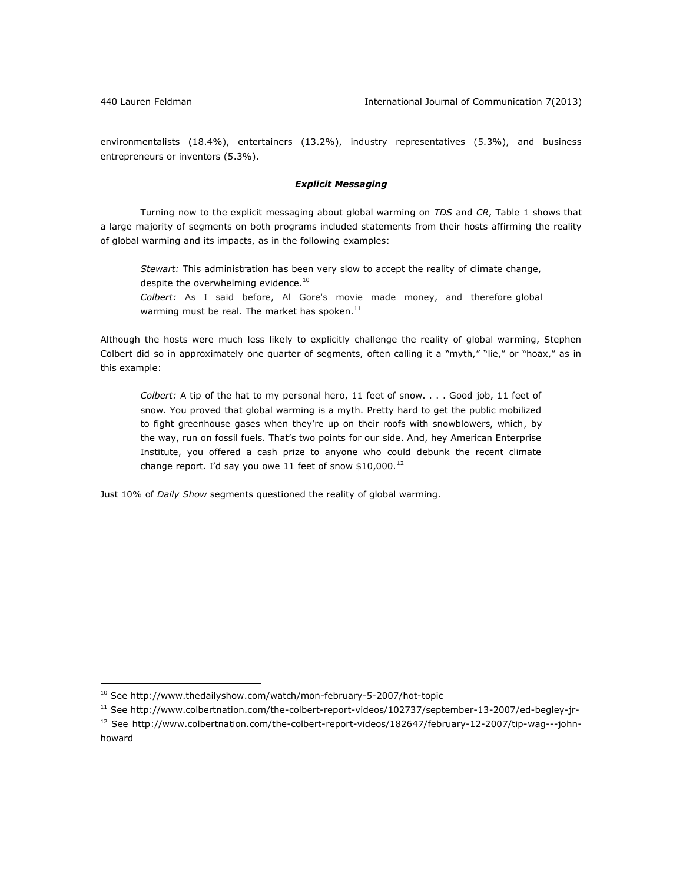environmentalists (18.4%), entertainers (13.2%), industry representatives (5.3%), and business entrepreneurs or inventors (5.3%).

### *Explicit Messaging*

Turning now to the explicit messaging about global warming on *TDS* and *CR*, Table 1 shows that a large majority of segments on both programs included statements from their hosts affirming the reality of global warming and its impacts, as in the following examples:

> *Stewart:* This administration has been very slow to accept the reality of climate change, despite the overwhelming evidence.[10]
>
> *Colbert:* As I said before, Al Gore's movie made money, and therefore global warming must be real. The market has spoken.[11]

Although the hosts were much less likely to explicitly challenge the reality of global warming, Stephen Colbert did so in approximately one quarter of segments, often calling it a "myth," "lie," or "hoax," as in this example:

> *Colbert:* A tip of the hat to my personal hero, 11 feet of snow. . . . Good job, 11 feet of snow. You proved that global warming is a myth. Pretty hard to get the public mobilized to fight greenhouse gases when they're up on their roofs with snowblowers, which, by the way, run on fossil fuels. That's two points for our side. And, hey American Enterprise Institute, you offered a cash prize to anyone who could debunk the recent climate change report. I'd say you owe 11 feet of snow $10,000.[12]

Just 10% of *Daily Show* segments questioned the reality of global warming.

---

[10] See http://www.thedailyshow.com/watch/mon-february-5-2007/hot-topic

[11] See http://www.colbertnation.com/the-colbert-report-videos/102737/september-13-2007/ed-begley-jr-

[12] See http://www.colbertnation.com/the-colbert-report-videos/182647/february-12-2007/tip-wag---john-howard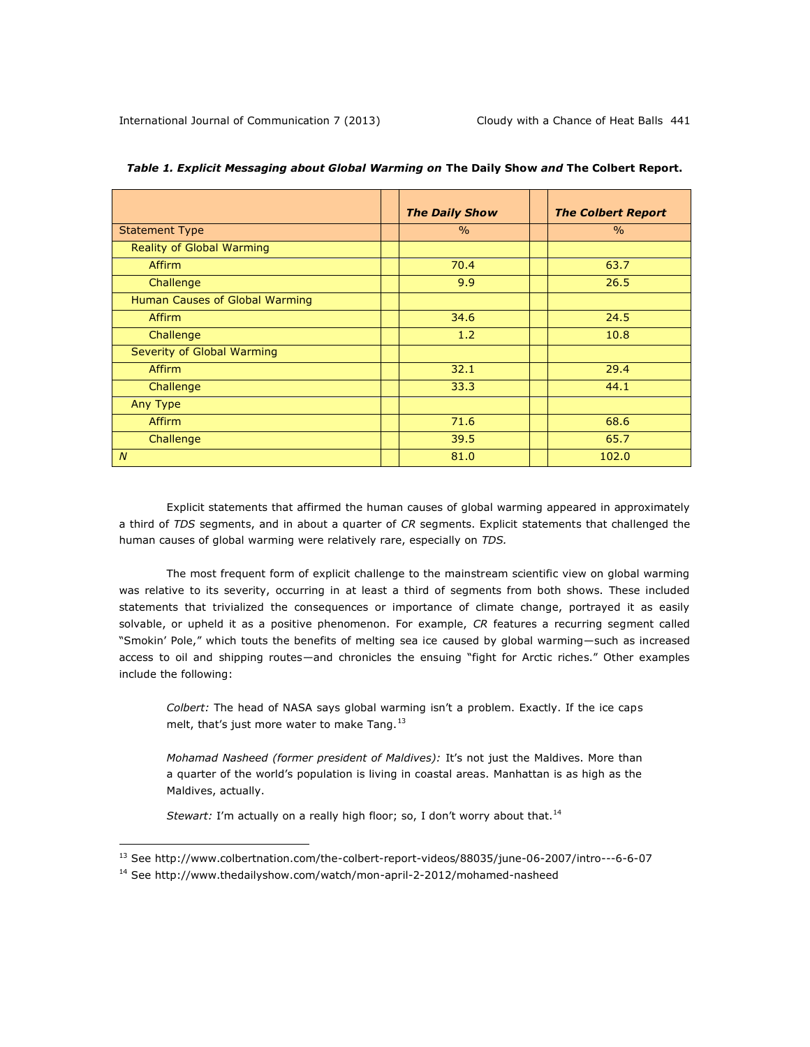*Table 1. Explicit Messaging about Global Warming on* **The Daily Show** *and* **The Colbert Report.**

| | *The Daily Show* | *The Colbert Report* |
|---|---|---|
| Statement Type | % | % |
| Reality of Global Warming | | |
| Affirm | 70.4 | 63.7 |
| Challenge | 9.9 | 26.5 |
| Human Causes of Global Warming | | |
| Affirm | 34.6 | 24.5 |
| Challenge | 1.2 | 10.8 |
| Severity of Global Warming | | |
| Affirm | 32.1 | 29.4 |
| Challenge | 33.3 | 44.1 |
| Any Type | | |
| Affirm | 71.6 | 68.6 |
| Challenge | 39.5 | 65.7 |
| *N* | 81.0 | 102.0 |

Explicit statements that affirmed the human causes of global warming appeared in approximately a third of *TDS* segments, and in about a quarter of *CR* segments. Explicit statements that challenged the human causes of global warming were relatively rare, especially on *TDS.*

The most frequent form of explicit challenge to the mainstream scientific view on global warming was relative to its severity, occurring in at least a third of segments from both shows. These included statements that trivialized the consequences or importance of climate change, portrayed it as easily solvable, or upheld it as a positive phenomenon. For example, *CR* features a recurring segment called "Smokin' Pole," which touts the benefits of melting sea ice caused by global warming—such as increased access to oil and shipping routes—and chronicles the ensuing "fight for Arctic riches." Other examples include the following:

> *Colbert:* The head of NASA says global warming isn't a problem. Exactly. If the ice caps melt, that's just more water to make Tang.[13]
>
> *Mohamad Nasheed (former president of Maldives):* It's not just the Maldives. More than a quarter of the world's population is living in coastal areas. Manhattan is as high as the Maldives, actually.
>
> *Stewart:* I'm actually on a really high floor; so, I don't worry about that.[14]

---

[13] See http://www.colbertnation.com/the-colbert-report-videos/88035/june-06-2007/intro---6-6-07

[14] See http://www.thedailyshow.com/watch/mon-april-2-2012/mohamed-nasheed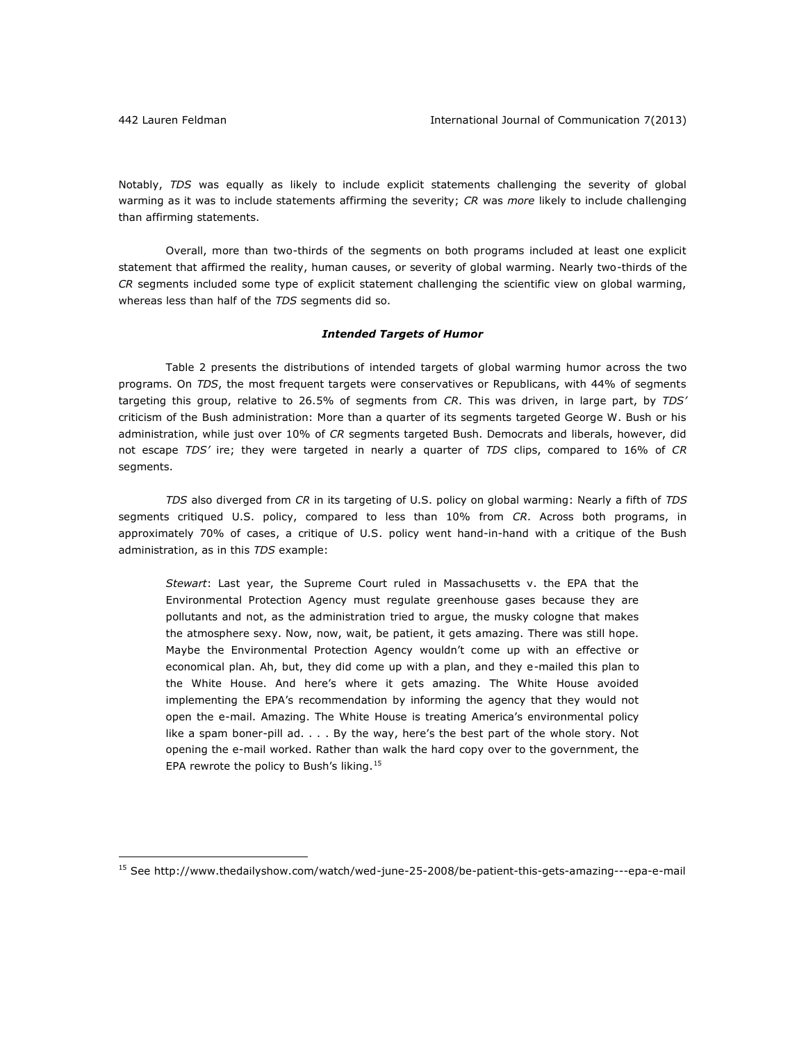Notably, *TDS* was equally as likely to include explicit statements challenging the severity of global warming as it was to include statements affirming the severity; *CR* was *more* likely to include challenging than affirming statements.

Overall, more than two-thirds of the segments on both programs included at least one explicit statement that affirmed the reality, human causes, or severity of global warming. Nearly two-thirds of the *CR* segments included some type of explicit statement challenging the scientific view on global warming, whereas less than half of the *TDS* segments did so.

### ***Intended Targets of Humor***

Table 2 presents the distributions of intended targets of global warming humor across the two programs. On *TDS*, the most frequent targets were conservatives or Republicans, with 44% of segments targeting this group, relative to 26.5% of segments from *CR*. This was driven, in large part, by *TDS'* criticism of the Bush administration: More than a quarter of its segments targeted George W. Bush or his administration, while just over 10% of *CR* segments targeted Bush. Democrats and liberals, however, did not escape *TDS'* ire; they were targeted in nearly a quarter of *TDS* clips, compared to 16% of *CR* segments.

*TDS* also diverged from *CR* in its targeting of U.S. policy on global warming: Nearly a fifth of *TDS* segments critiqued U.S. policy, compared to less than 10% from *CR*. Across both programs, in approximately 70% of cases, a critique of U.S. policy went hand-in-hand with a critique of the Bush administration, as in this *TDS* example:

> *Stewart*: Last year, the Supreme Court ruled in Massachusetts v. the EPA that the Environmental Protection Agency must regulate greenhouse gases because they are pollutants and not, as the administration tried to argue, the musky cologne that makes the atmosphere sexy. Now, now, wait, be patient, it gets amazing. There was still hope. Maybe the Environmental Protection Agency wouldn't come up with an effective or economical plan. Ah, but, they did come up with a plan, and they e-mailed this plan to the White House. And here's where it gets amazing. The White House avoided implementing the EPA's recommendation by informing the agency that they would not open the e-mail. Amazing. The White House is treating America's environmental policy like a spam boner-pill ad. . . . By the way, here's the best part of the whole story. Not opening the e-mail worked. Rather than walk the hard copy over to the government, the EPA rewrote the policy to Bush's liking.[15]

---

[15] See http://www.thedailyshow.com/watch/wed-june-25-2008/be-patient-this-gets-amazing---epa-e-mail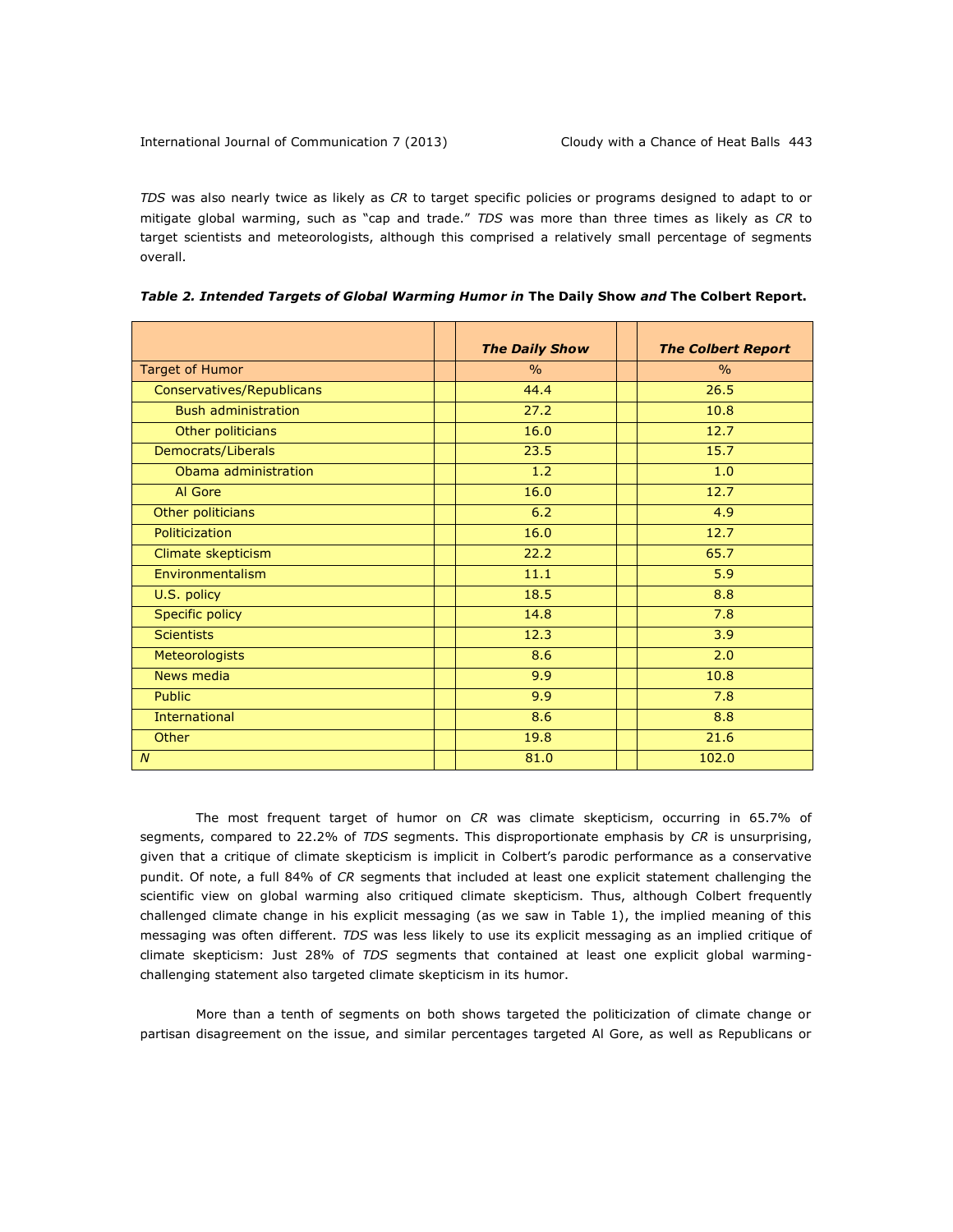*TDS* was also nearly twice as likely as *CR* to target specific policies or programs designed to adapt to or mitigate global warming, such as "cap and trade." *TDS* was more than three times as likely as *CR* to target scientists and meteorologists, although this comprised a relatively small percentage of segments overall.

***Table 2. Intended Targets of Global Warming Humor in* The Daily Show *and* The Colbert Report.**

| | ***The Daily Show*** | ***The Colbert Report*** |
|---|---|---|
| Target of Humor | % | % |
| Conservatives/Republicans | 44.4 | 26.5 |
| Bush administration | 27.2 | 10.8 |
| Other politicians | 16.0 | 12.7 |
| Democrats/Liberals | 23.5 | 15.7 |
| Obama administration | 1.2 | 1.0 |
| Al Gore | 16.0 | 12.7 |
| Other politicians | 6.2 | 4.9 |
| Politicization | 16.0 | 12.7 |
| Climate skepticism | 22.2 | 65.7 |
| Environmentalism | 11.1 | 5.9 |
| U.S. policy | 18.5 | 8.8 |
| Specific policy | 14.8 | 7.8 |
| Scientists | 12.3 | 3.9 |
| Meteorologists | 8.6 | 2.0 |
| News media | 9.9 | 10.8 |
| Public | 9.9 | 7.8 |
| International | 8.6 | 8.8 |
| Other | 19.8 | 21.6 |
| *N* | 81.0 | 102.0 |

The most frequent target of humor on *CR* was climate skepticism, occurring in 65.7% of segments, compared to 22.2% of *TDS* segments. This disproportionate emphasis by *CR* is unsurprising, given that a critique of climate skepticism is implicit in Colbert's parodic performance as a conservative pundit. Of note, a full 84% of *CR* segments that included at least one explicit statement challenging the scientific view on global warming also critiqued climate skepticism. Thus, although Colbert frequently challenged climate change in his explicit messaging (as we saw in Table 1), the implied meaning of this messaging was often different. *TDS* was less likely to use its explicit messaging as an implied critique of climate skepticism: Just 28% of *TDS* segments that contained at least one explicit global warming-challenging statement also targeted climate skepticism in its humor.

More than a tenth of segments on both shows targeted the politicization of climate change or partisan disagreement on the issue, and similar percentages targeted Al Gore, as well as Republicans or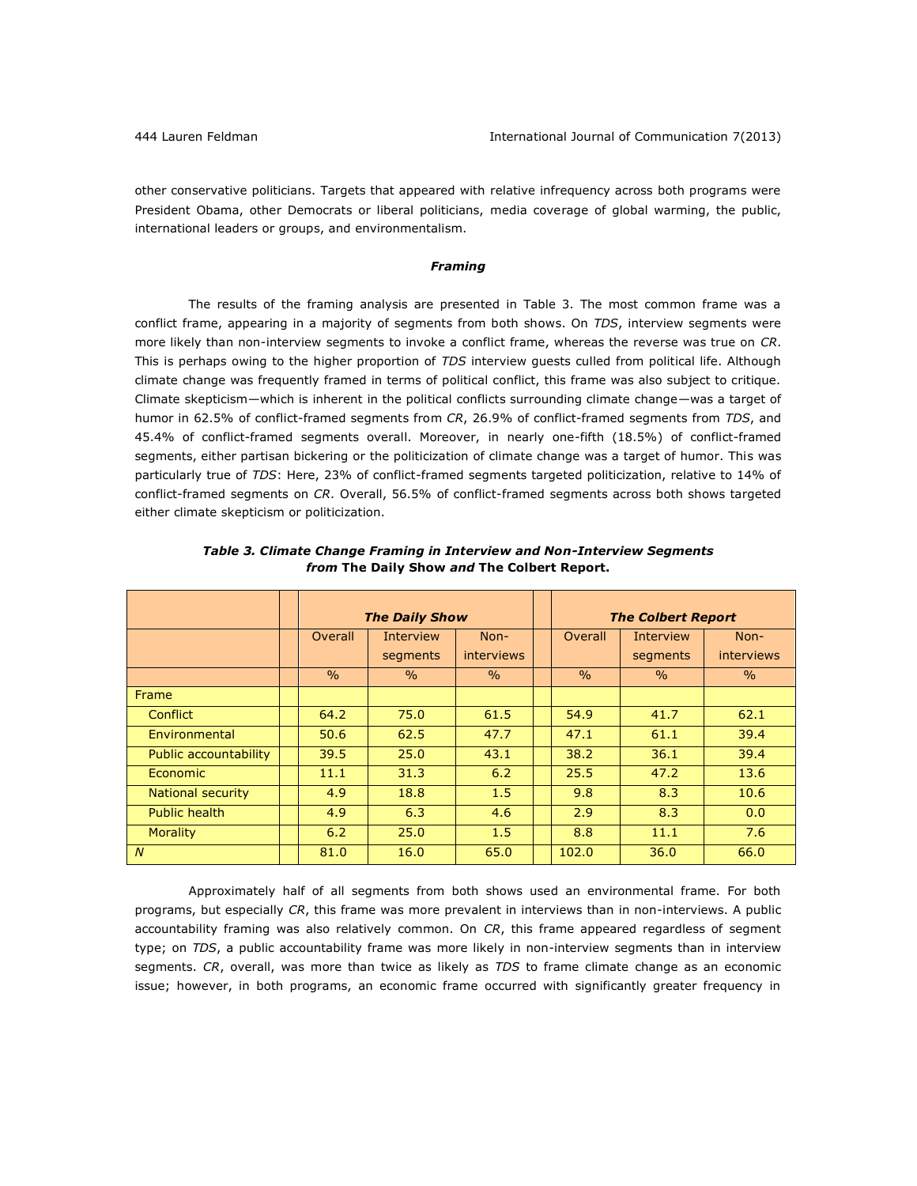other conservative politicians. Targets that appeared with relative infrequency across both programs were President Obama, other Democrats or liberal politicians, media coverage of global warming, the public, international leaders or groups, and environmentalism.

### *Framing*

The results of the framing analysis are presented in Table 3. The most common frame was a conflict frame, appearing in a majority of segments from both shows. On *TDS*, interview segments were more likely than non-interview segments to invoke a conflict frame, whereas the reverse was true on *CR*. This is perhaps owing to the higher proportion of *TDS* interview guests culled from political life. Although climate change was frequently framed in terms of political conflict, this frame was also subject to critique. Climate skepticism—which is inherent in the political conflicts surrounding climate change—was a target of humor in 62.5% of conflict-framed segments from *CR*, 26.9% of conflict-framed segments from *TDS*, and 45.4% of conflict-framed segments overall. Moreover, in nearly one-fifth (18.5%) of conflict-framed segments, either partisan bickering or the politicization of climate change was a target of humor. This was particularly true of *TDS*: Here, 23% of conflict-framed segments targeted politicization, relative to 14% of conflict-framed segments on *CR*. Overall, 56.5% of conflict-framed segments across both shows targeted either climate skepticism or politicization.

***Table 3. Climate Change Framing in Interview and Non-Interview Segments from* The Daily Show *and* The Colbert Report.**

| | ***The Daily Show*** | | | ***The Colbert Report*** | | |
|---|---|---|---|---|---|---|
| | Overall | Interview segments | Non-interviews | Overall | Interview segments | Non-interviews |
| | % | % | % | % | % | % |
| Frame | | | | | | |
| Conflict | 64.2 | 75.0 | 61.5 | 54.9 | 41.7 | 62.1 |
| Environmental | 50.6 | 62.5 | 47.7 | 47.1 | 61.1 | 39.4 |
| Public accountability | 39.5 | 25.0 | 43.1 | 38.2 | 36.1 | 39.4 |
| Economic | 11.1 | 31.3 | 6.2 | 25.5 | 47.2 | 13.6 |
| National security | 4.9 | 18.8 | 1.5 | 9.8 | 8.3 | 10.6 |
| Public health | 4.9 | 6.3 | 4.6 | 2.9 | 8.3 | 0.0 |
| Morality | 6.2 | 25.0 | 1.5 | 8.8 | 11.1 | 7.6 |
| *N* | 81.0 | 16.0 | 65.0 | 102.0 | 36.0 | 66.0 |

Approximately half of all segments from both shows used an environmental frame. For both programs, but especially *CR*, this frame was more prevalent in interviews than in non-interviews. A public accountability framing was also relatively common. On *CR*, this frame appeared regardless of segment type; on *TDS*, a public accountability frame was more likely in non-interview segments than in interview segments. *CR*, overall, was more than twice as likely as *TDS* to frame climate change as an economic issue; however, in both programs, an economic frame occurred with significantly greater frequency in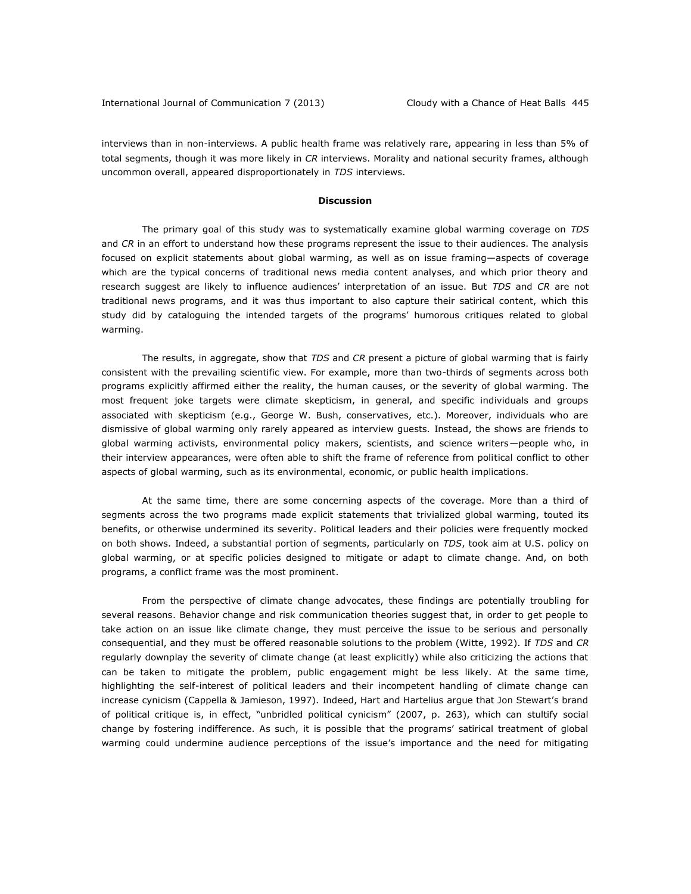interviews than in non-interviews. A public health frame was relatively rare, appearing in less than 5% of total segments, though it was more likely in *CR* interviews. Morality and national security frames, although uncommon overall, appeared disproportionately in *TDS* interviews.

## Discussion

The primary goal of this study was to systematically examine global warming coverage on *TDS* and *CR* in an effort to understand how these programs represent the issue to their audiences. The analysis focused on explicit statements about global warming, as well as on issue framing—aspects of coverage which are the typical concerns of traditional news media content analyses, and which prior theory and research suggest are likely to influence audiences' interpretation of an issue. But *TDS* and *CR* are not traditional news programs, and it was thus important to also capture their satirical content, which this study did by cataloguing the intended targets of the programs' humorous critiques related to global warming.

The results, in aggregate, show that *TDS* and *CR* present a picture of global warming that is fairly consistent with the prevailing scientific view. For example, more than two-thirds of segments across both programs explicitly affirmed either the reality, the human causes, or the severity of global warming. The most frequent joke targets were climate skepticism, in general, and specific individuals and groups associated with skepticism (e.g., George W. Bush, conservatives, etc.). Moreover, individuals who are dismissive of global warming only rarely appeared as interview guests. Instead, the shows are friends to global warming activists, environmental policy makers, scientists, and science writers—people who, in their interview appearances, were often able to shift the frame of reference from political conflict to other aspects of global warming, such as its environmental, economic, or public health implications.

At the same time, there are some concerning aspects of the coverage. More than a third of segments across the two programs made explicit statements that trivialized global warming, touted its benefits, or otherwise undermined its severity. Political leaders and their policies were frequently mocked on both shows. Indeed, a substantial portion of segments, particularly on *TDS*, took aim at U.S. policy on global warming, or at specific policies designed to mitigate or adapt to climate change. And, on both programs, a conflict frame was the most prominent.

From the perspective of climate change advocates, these findings are potentially troubling for several reasons. Behavior change and risk communication theories suggest that, in order to get people to take action on an issue like climate change, they must perceive the issue to be serious and personally consequential, and they must be offered reasonable solutions to the problem (Witte, 1992). If *TDS* and *CR* regularly downplay the severity of climate change (at least explicitly) while also criticizing the actions that can be taken to mitigate the problem, public engagement might be less likely. At the same time, highlighting the self-interest of political leaders and their incompetent handling of climate change can increase cynicism (Cappella & Jamieson, 1997). Indeed, Hart and Hartelius argue that Jon Stewart's brand of political critique is, in effect, "unbridled political cynicism" (2007, p. 263), which can stultify social change by fostering indifference. As such, it is possible that the programs' satirical treatment of global warming could undermine audience perceptions of the issue's importance and the need for mitigating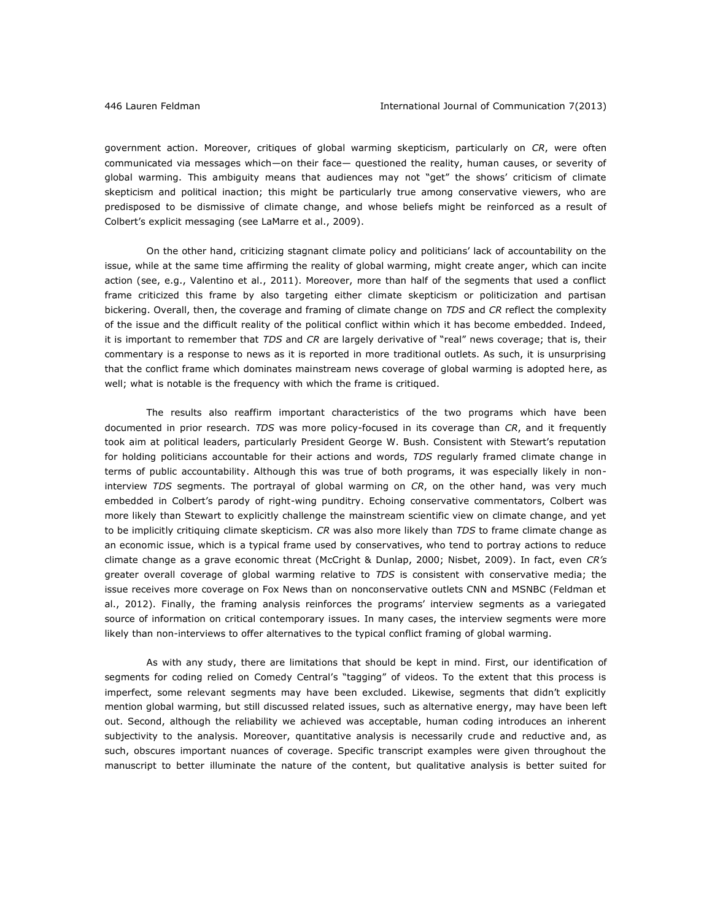government action. Moreover, critiques of global warming skepticism, particularly on *CR*, were often communicated via messages which—on their face— questioned the reality, human causes, or severity of global warming. This ambiguity means that audiences may not "get" the shows' criticism of climate skepticism and political inaction; this might be particularly true among conservative viewers, who are predisposed to be dismissive of climate change, and whose beliefs might be reinforced as a result of Colbert's explicit messaging (see LaMarre et al., 2009).

On the other hand, criticizing stagnant climate policy and politicians' lack of accountability on the issue, while at the same time affirming the reality of global warming, might create anger, which can incite action (see, e.g., Valentino et al., 2011). Moreover, more than half of the segments that used a conflict frame criticized this frame by also targeting either climate skepticism or politicization and partisan bickering. Overall, then, the coverage and framing of climate change on *TDS* and *CR* reflect the complexity of the issue and the difficult reality of the political conflict within which it has become embedded. Indeed, it is important to remember that *TDS* and *CR* are largely derivative of "real" news coverage; that is, their commentary is a response to news as it is reported in more traditional outlets. As such, it is unsurprising that the conflict frame which dominates mainstream news coverage of global warming is adopted here, as well; what is notable is the frequency with which the frame is critiqued.

The results also reaffirm important characteristics of the two programs which have been documented in prior research. *TDS* was more policy-focused in its coverage than *CR*, and it frequently took aim at political leaders, particularly President George W. Bush. Consistent with Stewart's reputation for holding politicians accountable for their actions and words, *TDS* regularly framed climate change in terms of public accountability. Although this was true of both programs, it was especially likely in non-interview *TDS* segments. The portrayal of global warming on *CR*, on the other hand, was very much embedded in Colbert's parody of right-wing punditry. Echoing conservative commentators, Colbert was more likely than Stewart to explicitly challenge the mainstream scientific view on climate change, and yet to be implicitly critiquing climate skepticism. *CR* was also more likely than *TDS* to frame climate change as an economic issue, which is a typical frame used by conservatives, who tend to portray actions to reduce climate change as a grave economic threat (McCright & Dunlap, 2000; Nisbet, 2009). In fact, even *CR's* greater overall coverage of global warming relative to *TDS* is consistent with conservative media; the issue receives more coverage on Fox News than on nonconservative outlets CNN and MSNBC (Feldman et al., 2012). Finally, the framing analysis reinforces the programs' interview segments as a variegated source of information on critical contemporary issues. In many cases, the interview segments were more likely than non-interviews to offer alternatives to the typical conflict framing of global warming.

As with any study, there are limitations that should be kept in mind. First, our identification of segments for coding relied on Comedy Central's "tagging" of videos. To the extent that this process is imperfect, some relevant segments may have been excluded. Likewise, segments that didn't explicitly mention global warming, but still discussed related issues, such as alternative energy, may have been left out. Second, although the reliability we achieved was acceptable, human coding introduces an inherent subjectivity to the analysis. Moreover, quantitative analysis is necessarily crude and reductive and, as such, obscures important nuances of coverage. Specific transcript examples were given throughout the manuscript to better illuminate the nature of the content, but qualitative analysis is better suited for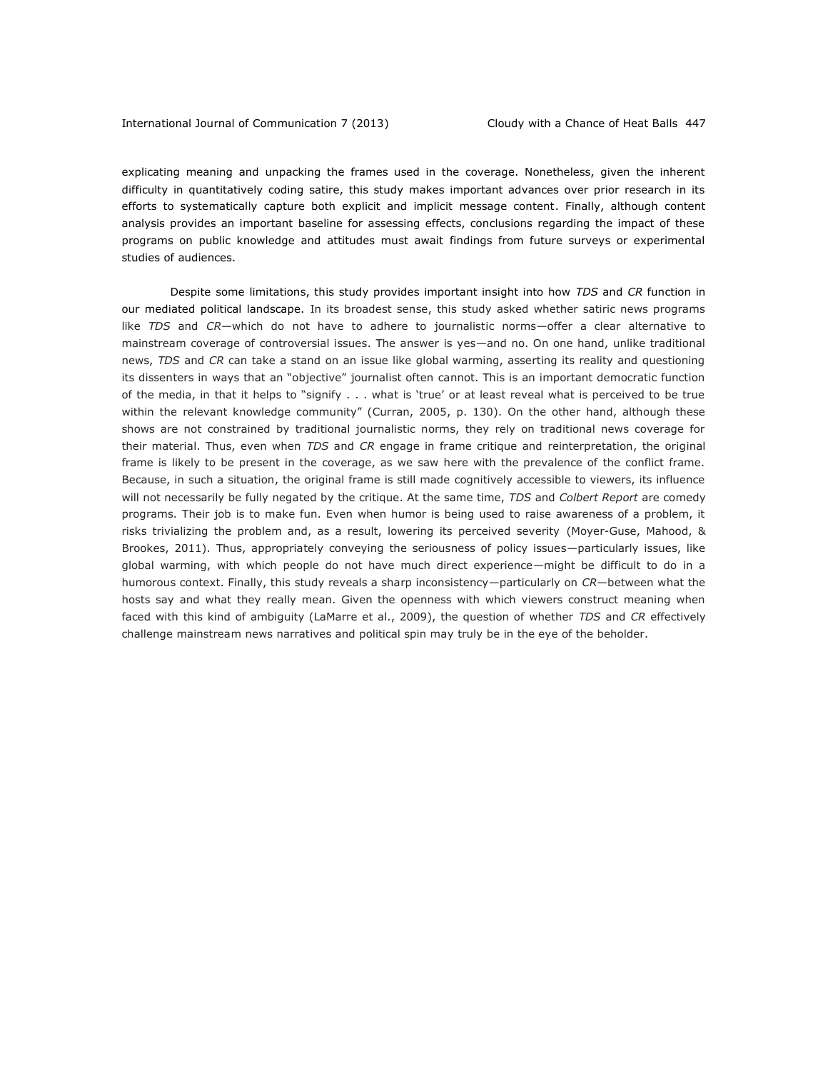explicating meaning and unpacking the frames used in the coverage. Nonetheless, given the inherent difficulty in quantitatively coding satire, this study makes important advances over prior research in its efforts to systematically capture both explicit and implicit message content. Finally, although content analysis provides an important baseline for assessing effects, conclusions regarding the impact of these programs on public knowledge and attitudes must await findings from future surveys or experimental studies of audiences.

Despite some limitations, this study provides important insight into how *TDS* and *CR* function in our mediated political landscape. In its broadest sense, this study asked whether satiric news programs like *TDS* and *CR*—which do not have to adhere to journalistic norms—offer a clear alternative to mainstream coverage of controversial issues. The answer is yes—and no. On one hand, unlike traditional news, *TDS* and *CR* can take a stand on an issue like global warming, asserting its reality and questioning its dissenters in ways that an "objective" journalist often cannot. This is an important democratic function of the media, in that it helps to "signify . . . what is 'true' or at least reveal what is perceived to be true within the relevant knowledge community" (Curran, 2005, p. 130). On the other hand, although these shows are not constrained by traditional journalistic norms, they rely on traditional news coverage for their material. Thus, even when *TDS* and *CR* engage in frame critique and reinterpretation, the original frame is likely to be present in the coverage, as we saw here with the prevalence of the conflict frame. Because, in such a situation, the original frame is still made cognitively accessible to viewers, its influence will not necessarily be fully negated by the critique. At the same time, *TDS* and *Colbert Report* are comedy programs. Their job is to make fun. Even when humor is being used to raise awareness of a problem, it risks trivializing the problem and, as a result, lowering its perceived severity (Moyer-Guse, Mahood, & Brookes, 2011). Thus, appropriately conveying the seriousness of policy issues—particularly issues, like global warming, with which people do not have much direct experience—might be difficult to do in a humorous context. Finally, this study reveals a sharp inconsistency—particularly on *CR*—between what the hosts say and what they really mean. Given the openness with which viewers construct meaning when faced with this kind of ambiguity (LaMarre et al., 2009), the question of whether *TDS* and *CR* effectively challenge mainstream news narratives and political spin may truly be in the eye of the beholder.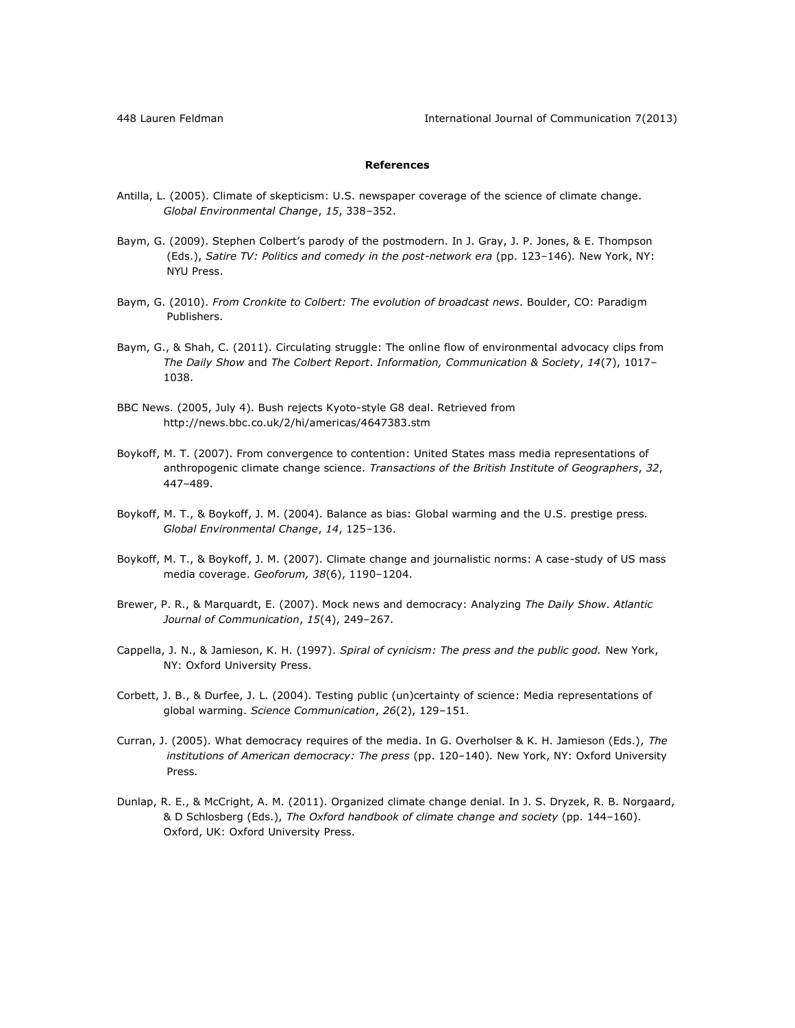**References**

Antilla, L. (2005). Climate of skepticism: U.S. newspaper coverage of the science of climate change. *Global Environmental Change*, *15*, 338–352.

Baym, G. (2009). Stephen Colbert's parody of the postmodern. In J. Gray, J. P. Jones, & E. Thompson (Eds.), *Satire TV: Politics and comedy in the post-network era* (pp. 123–146). New York, NY: NYU Press.

Baym, G. (2010). *From Cronkite to Colbert: The evolution of broadcast news*. Boulder, CO: Paradigm Publishers.

Baym, G., & Shah, C. (2011). Circulating struggle: The online flow of environmental advocacy clips from *The Daily Show* and *The Colbert Report*. *Information, Communication & Society*, *14*(7), 1017–1038.

BBC News. (2005, July 4). Bush rejects Kyoto-style G8 deal. Retrieved from http://news.bbc.co.uk/2/hi/americas/4647383.stm

Boykoff, M. T. (2007). From convergence to contention: United States mass media representations of anthropogenic climate change science. *Transactions of the British Institute of Geographers*, *32*, 447–489.

Boykoff, M. T., & Boykoff, J. M. (2004). Balance as bias: Global warming and the U.S. prestige press. *Global Environmental Change*, *14*, 125–136.

Boykoff, M. T., & Boykoff, J. M. (2007). Climate change and journalistic norms: A case-study of US mass media coverage. *Geoforum, 38*(6), 1190–1204.

Brewer, P. R., & Marquardt, E. (2007). Mock news and democracy: Analyzing *The Daily Show*. *Atlantic Journal of Communication*, *15*(4), 249–267.

Cappella, J. N., & Jamieson, K. H. (1997). *Spiral of cynicism: The press and the public good.* New York, NY: Oxford University Press.

Corbett, J. B., & Durfee, J. L. (2004). Testing public (un)certainty of science: Media representations of global warming. *Science Communication*, *26*(2), 129–151.

Curran, J. (2005). What democracy requires of the media. In G. Overholser & K. H. Jamieson (Eds.), *The institutions of American democracy: The press* (pp. 120–140). New York, NY: Oxford University Press.

Dunlap, R. E., & McCright, A. M. (2011). Organized climate change denial. In J. S. Dryzek, R. B. Norgaard, & D Schlosberg (Eds.), *The Oxford handbook of climate change and society* (pp. 144–160). Oxford, UK: Oxford University Press.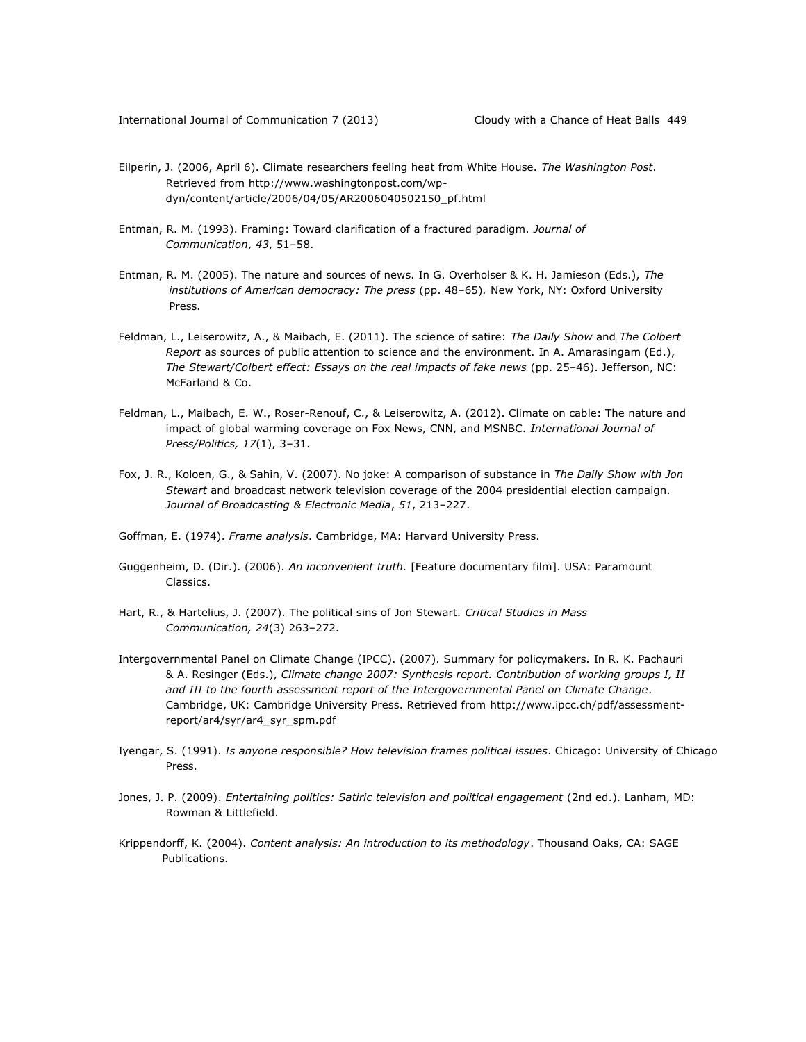Eilperin, J. (2006, April 6). Climate researchers feeling heat from White House. *The Washington Post*. Retrieved from http://www.washingtonpost.com/wp-dyn/content/article/2006/04/05/AR2006040502150_pf.html

Entman, R. M. (1993). Framing: Toward clarification of a fractured paradigm. *Journal of Communication*, *43*, 51–58.

Entman, R. M. (2005). The nature and sources of news. In G. Overholser & K. H. Jamieson (Eds.), *The institutions of American democracy: The press* (pp. 48–65). New York, NY: Oxford University Press.

Feldman, L., Leiserowitz, A., & Maibach, E. (2011). The science of satire: *The Daily Show* and *The Colbert Report* as sources of public attention to science and the environment. In A. Amarasingam (Ed.), *The Stewart/Colbert effect: Essays on the real impacts of fake news* (pp. 25–46). Jefferson, NC: McFarland & Co.

Feldman, L., Maibach, E. W., Roser-Renouf, C., & Leiserowitz, A. (2012). Climate on cable: The nature and impact of global warming coverage on Fox News, CNN, and MSNBC. *International Journal of Press/Politics, 17*(1), 3–31.

Fox, J. R., Koloen, G., & Sahin, V. (2007). No joke: A comparison of substance in *The Daily Show with Jon Stewart* and broadcast network television coverage of the 2004 presidential election campaign. *Journal of Broadcasting & Electronic Media*, *51*, 213–227.

Goffman, E. (1974). *Frame analysis*. Cambridge, MA: Harvard University Press.

Guggenheim, D. (Dir.). (2006). *An inconvenient truth.* [Feature documentary film]. USA: Paramount Classics.

Hart, R., & Hartelius, J. (2007). The political sins of Jon Stewart. *Critical Studies in Mass Communication, 24*(3) 263–272.

Intergovernmental Panel on Climate Change (IPCC). (2007). Summary for policymakers. In R. K. Pachauri & A. Resinger (Eds.), *Climate change 2007: Synthesis report. Contribution of working groups I, II and III to the fourth assessment report of the Intergovernmental Panel on Climate Change*. Cambridge, UK: Cambridge University Press. Retrieved from http://www.ipcc.ch/pdf/assessment-report/ar4/syr/ar4_syr_spm.pdf

Iyengar, S. (1991). *Is anyone responsible? How television frames political issues*. Chicago: University of Chicago Press.

Jones, J. P. (2009). *Entertaining politics: Satiric television and political engagement* (2nd ed.). Lanham, MD: Rowman & Littlefield.

Krippendorff, K. (2004). *Content analysis: An introduction to its methodology*. Thousand Oaks, CA: SAGE Publications.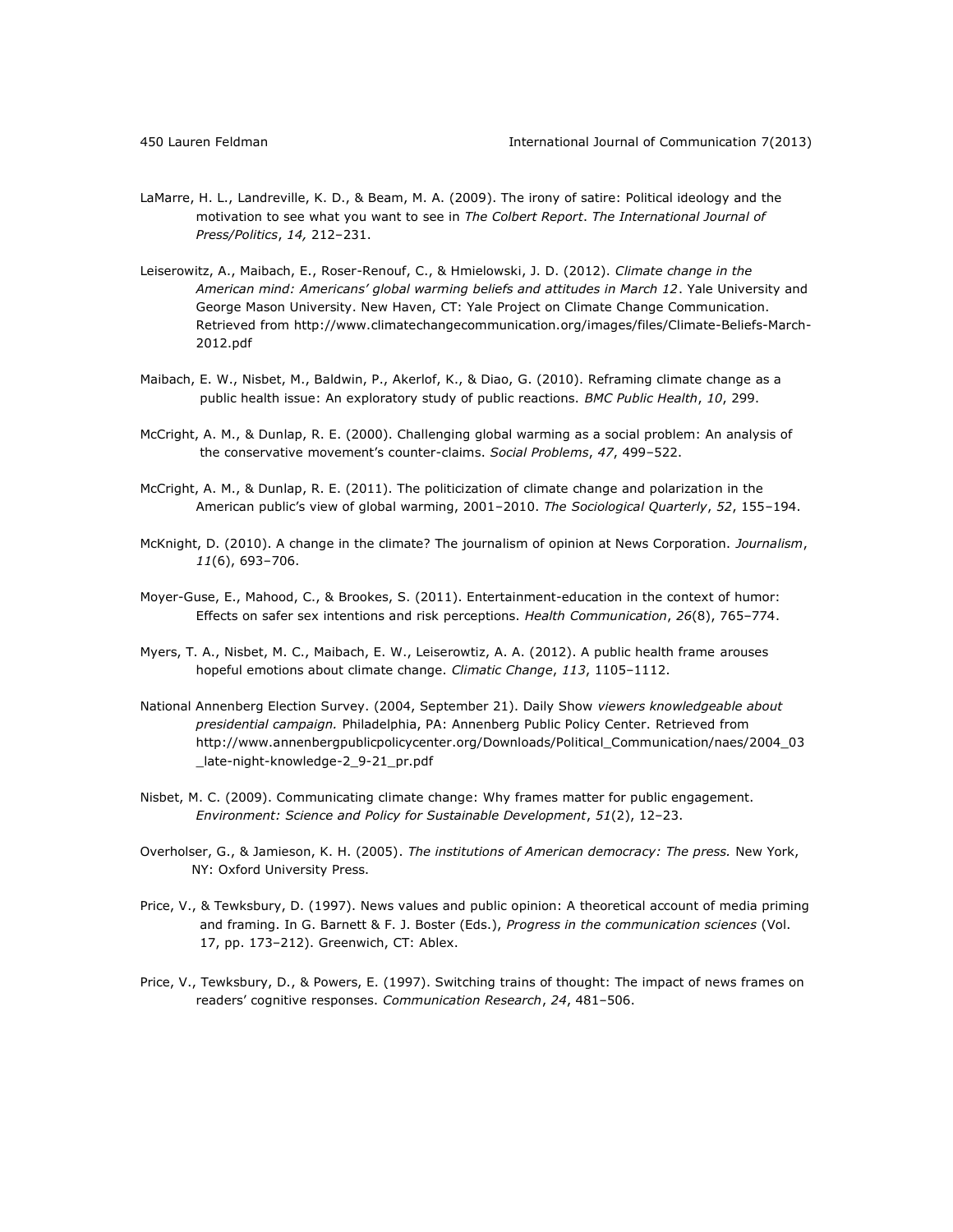LaMarre, H. L., Landreville, K. D., & Beam, M. A. (2009). The irony of satire: Political ideology and the motivation to see what you want to see in *The Colbert Report*. *The International Journal of Press/Politics*, *14,* 212–231.

Leiserowitz, A., Maibach, E., Roser-Renouf, C., & Hmielowski, J. D. (2012). *Climate change in the American mind: Americans' global warming beliefs and attitudes in March 12*. Yale University and George Mason University. New Haven, CT: Yale Project on Climate Change Communication. Retrieved from http://www.climatechangecommunication.org/images/files/Climate-Beliefs-March-2012.pdf

Maibach, E. W., Nisbet, M., Baldwin, P., Akerlof, K., & Diao, G. (2010). Reframing climate change as a public health issue: An exploratory study of public reactions. *BMC Public Health*, *10*, 299.

McCright, A. M., & Dunlap, R. E. (2000). Challenging global warming as a social problem: An analysis of the conservative movement's counter-claims. *Social Problems*, *47*, 499–522.

McCright, A. M., & Dunlap, R. E. (2011). The politicization of climate change and polarization in the American public's view of global warming, 2001–2010. *The Sociological Quarterly*, *52*, 155–194.

McKnight, D. (2010). A change in the climate? The journalism of opinion at News Corporation. *Journalism*, *11*(6), 693–706.

Moyer-Guse, E., Mahood, C., & Brookes, S. (2011). Entertainment-education in the context of humor: Effects on safer sex intentions and risk perceptions. *Health Communication*, *26*(8), 765–774.

Myers, T. A., Nisbet, M. C., Maibach, E. W., Leiserowtiz, A. A. (2012). A public health frame arouses hopeful emotions about climate change. *Climatic Change*, *113*, 1105–1112.

National Annenberg Election Survey. (2004, September 21). Daily Show *viewers knowledgeable about presidential campaign.* Philadelphia, PA: Annenberg Public Policy Center. Retrieved from http://www.annenbergpublicpolicycenter.org/Downloads/Political_Communication/naes/2004_03_late-night-knowledge-2_9-21_pr.pdf

Nisbet, M. C. (2009). Communicating climate change: Why frames matter for public engagement. *Environment: Science and Policy for Sustainable Development*, *51*(2), 12–23.

Overholser, G., & Jamieson, K. H. (2005). *The institutions of American democracy: The press.* New York, NY: Oxford University Press.

Price, V., & Tewksbury, D. (1997). News values and public opinion: A theoretical account of media priming and framing. In G. Barnett & F. J. Boster (Eds.), *Progress in the communication sciences* (Vol. 17, pp. 173–212). Greenwich, CT: Ablex.

Price, V., Tewksbury, D., & Powers, E. (1997). Switching trains of thought: The impact of news frames on readers' cognitive responses. *Communication Research*, *24*, 481–506.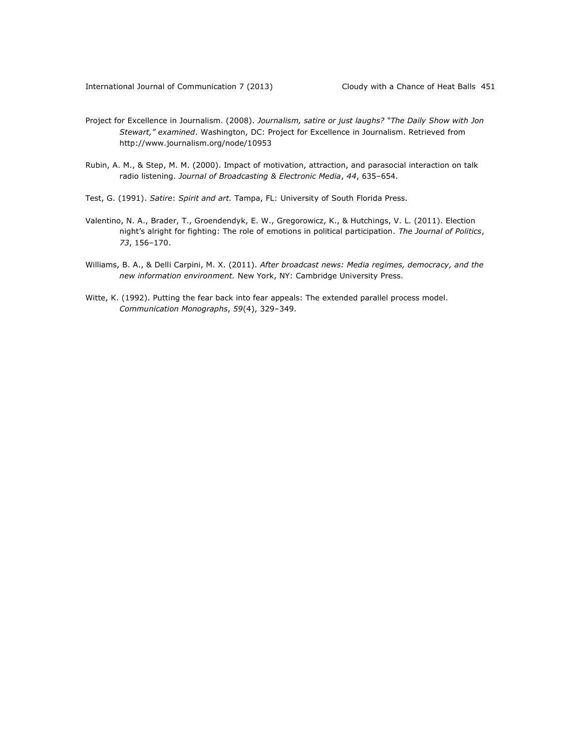Project for Excellence in Journalism. (2008). *Journalism, satire or just laughs? "The Daily Show with Jon Stewart," examined*. Washington, DC: Project for Excellence in Journalism. Retrieved from http://www.journalism.org/node/10953

Rubin, A. M., & Step, M. M. (2000). Impact of motivation, attraction, and parasocial interaction on talk radio listening. *Journal of Broadcasting & Electronic Media*, *44*, 635–654.

Test, G. (1991). *Satire*: *Spirit and art.* Tampa, FL: University of South Florida Press.

Valentino, N. A., Brader, T., Groendendyk, E. W., Gregorowicz, K., & Hutchings, V. L. (2011). Election night's alright for fighting: The role of emotions in political participation. *The Journal of Politics*, *73*, 156–170.

Williams, B. A., & Delli Carpini, M. X. (2011). *After broadcast news: Media regimes, democracy, and the new information environment.* New York, NY: Cambridge University Press.

Witte, K. (1992). Putting the fear back into fear appeals: The extended parallel process model. *Communication Monographs*, *59*(4), 329–349.